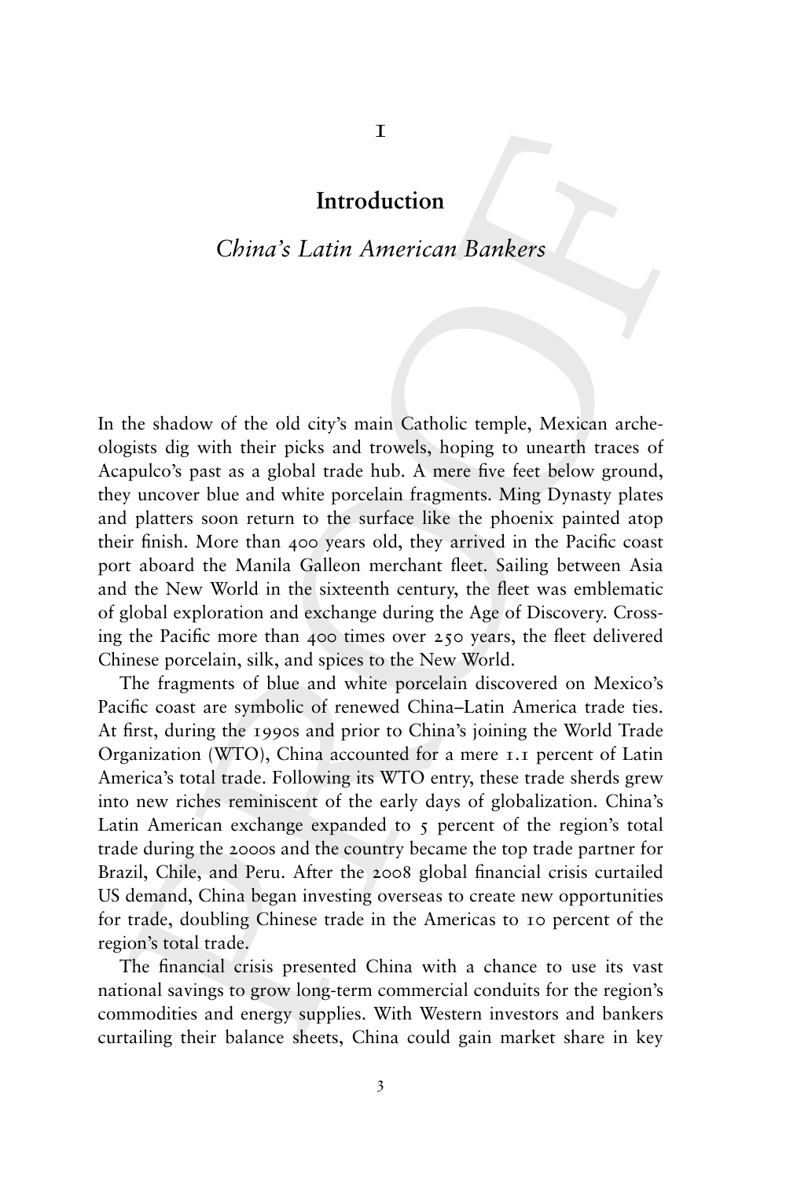# 1

# Introduction

## *China's Latin American Bankers*

In the shadow of the old city's main Catholic temple, Mexican archeologists dig with their picks and trowels, hoping to unearth traces of Acapulco's past as a global trade hub. A mere five feet below ground, they uncover blue and white porcelain fragments. Ming Dynasty plates and platters soon return to the surface like the phoenix painted atop their finish. More than 400 years old, they arrived in the Pacific coast port aboard the Manila Galleon merchant fleet. Sailing between Asia and the New World in the sixteenth century, the fleet was emblematic of global exploration and exchange during the Age of Discovery. Crossing the Pacific more than 400 times over 250 years, the fleet delivered Chinese porcelain, silk, and spices to the New World.

The fragments of blue and white porcelain discovered on Mexico's Pacific coast are symbolic of renewed China–Latin America trade ties. At first, during the 1990s and prior to China's joining the World Trade Organization (WTO), China accounted for a mere 1.1 percent of Latin America's total trade. Following its WTO entry, these trade sherds grew into new riches reminiscent of the early days of globalization. China's Latin American exchange expanded to 5 percent of the region's total trade during the 2000s and the country became the top trade partner for Brazil, Chile, and Peru. After the 2008 global financial crisis curtailed US demand, China began investing overseas to create new opportunities for trade, doubling Chinese trade in the Americas to 10 percent of the region's total trade.

The financial crisis presented China with a chance to use its vast national savings to grow long-term commercial conduits for the region's commodities and energy supplies. With Western investors and bankers curtailing their balance sheets, China could gain market share in key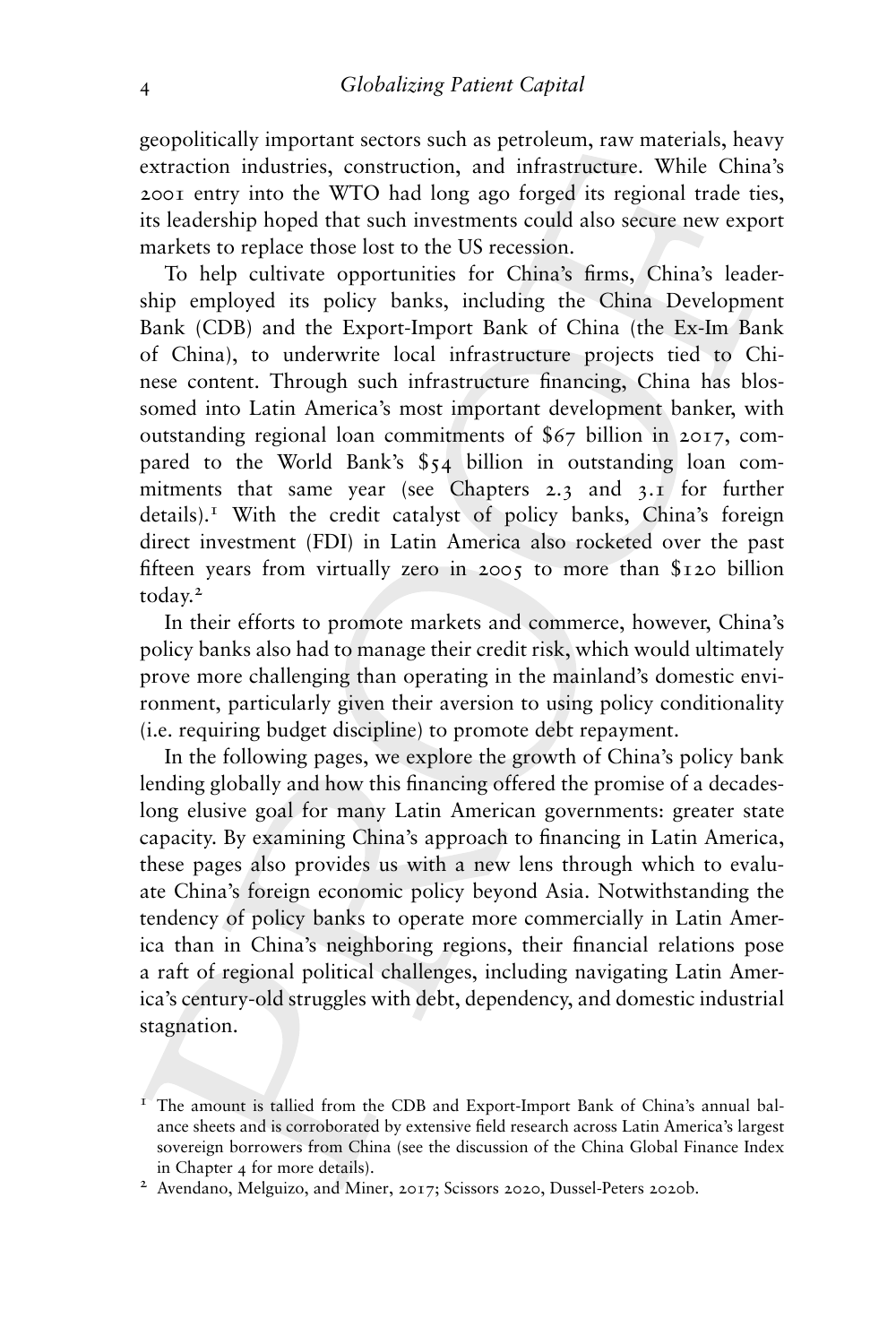geopolitically important sectors such as petroleum, raw materials, heavy extraction industries, construction, and infrastructure. While China's 2001 entry into the WTO had long ago forged its regional trade ties, its leadership hoped that such investments could also secure new export markets to replace those lost to the US recession.

To help cultivate opportunities for China's firms, China's leadership employed its policy banks, including the China Development Bank (CDB) and the Export-Import Bank of China (the Ex-Im Bank of China), to underwrite local infrastructure projects tied to Chinese content. Through such infrastructure financing, China has blossomed into Latin America's most important development banker, with outstanding regional loan commitments of $67 billion in 2017, compared to the World Bank's $54 billion in outstanding loan commitments that same year (see Chapters 2.3 and 3.1 for further details).[1] With the credit catalyst of policy banks, China's foreign direct investment (FDI) in Latin America also rocketed over the past fifteen years from virtually zero in 2005 to more than $120 billion today.[2]

In their efforts to promote markets and commerce, however, China's policy banks also had to manage their credit risk, which would ultimately prove more challenging than operating in the mainland's domestic environment, particularly given their aversion to using policy conditionality (i.e. requiring budget discipline) to promote debt repayment.

In the following pages, we explore the growth of China's policy bank lending globally and how this financing offered the promise of a decades-long elusive goal for many Latin American governments: greater state capacity. By examining China's approach to financing in Latin America, these pages also provides us with a new lens through which to evaluate China's foreign economic policy beyond Asia. Notwithstanding the tendency of policy banks to operate more commercially in Latin America than in China's neighboring regions, their financial relations pose a raft of regional political challenges, including navigating Latin America's century-old struggles with debt, dependency, and domestic industrial stagnation.

---

[1] The amount is tallied from the CDB and Export-Import Bank of China's annual balance sheets and is corroborated by extensive field research across Latin America's largest sovereign borrowers from China (see the discussion of the China Global Finance Index in Chapter 4 for more details).

[2] Avendano, Melguizo, and Miner, 2017; Scissors 2020, Dussel-Peters 2020b.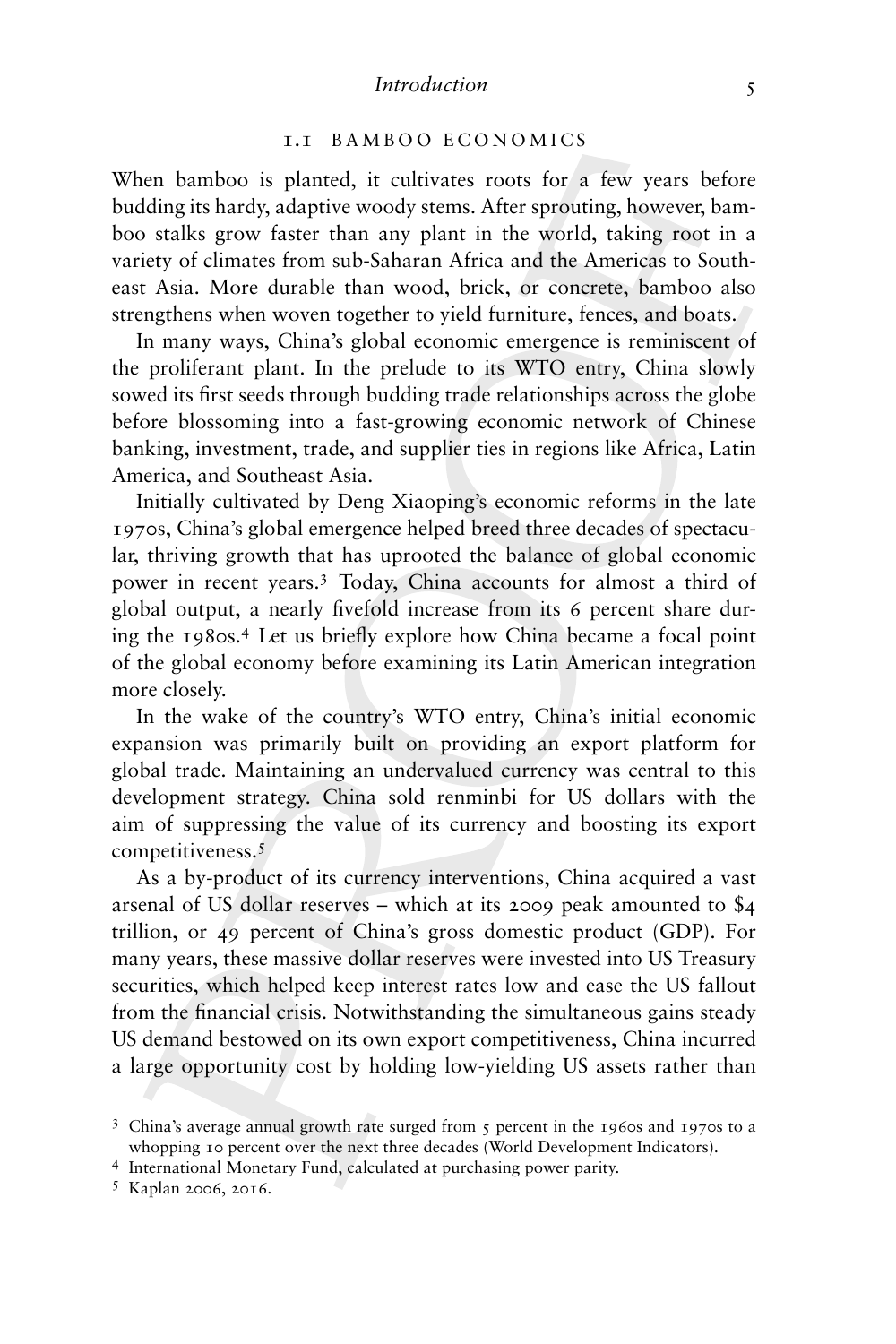## 1.1 BAMBOO ECONOMICS

When bamboo is planted, it cultivates roots for a few years before budding its hardy, adaptive woody stems. After sprouting, however, bamboo stalks grow faster than any plant in the world, taking root in a variety of climates from sub-Saharan Africa and the Americas to Southeast Asia. More durable than wood, brick, or concrete, bamboo also strengthens when woven together to yield furniture, fences, and boats.

In many ways, China's global economic emergence is reminiscent of the proliferant plant. In the prelude to its WTO entry, China slowly sowed its first seeds through budding trade relationships across the globe before blossoming into a fast-growing economic network of Chinese banking, investment, trade, and supplier ties in regions like Africa, Latin America, and Southeast Asia.

Initially cultivated by Deng Xiaoping's economic reforms in the late 1970s, China's global emergence helped breed three decades of spectacular, thriving growth that has uprooted the balance of global economic power in recent years.[3] Today, China accounts for almost a third of global output, a nearly fivefold increase from its 6 percent share during the 1980s.[4] Let us briefly explore how China became a focal point of the global economy before examining its Latin American integration more closely.

In the wake of the country's WTO entry, China's initial economic expansion was primarily built on providing an export platform for global trade. Maintaining an undervalued currency was central to this development strategy. China sold renminbi for US dollars with the aim of suppressing the value of its currency and boosting its export competitiveness.[5]

As a by-product of its currency interventions, China acquired a vast arsenal of US dollar reserves – which at its 2009 peak amounted to $4 trillion, or 49 percent of China's gross domestic product (GDP). For many years, these massive dollar reserves were invested into US Treasury securities, which helped keep interest rates low and ease the US fallout from the financial crisis. Notwithstanding the simultaneous gains steady US demand bestowed on its own export competitiveness, China incurred a large opportunity cost by holding low-yielding US assets rather than

[3] China's average annual growth rate surged from 5 percent in the 1960s and 1970s to a whopping 10 percent over the next three decades (World Development Indicators).

[4] International Monetary Fund, calculated at purchasing power parity.

[5] Kaplan 2006, 2016.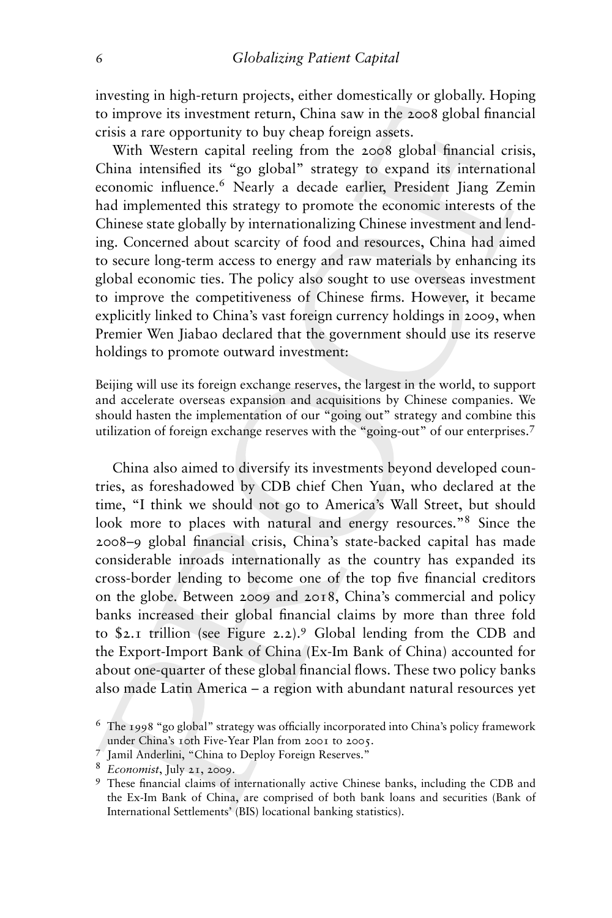investing in high-return projects, either domestically or globally. Hoping to improve its investment return, China saw in the 2008 global financial crisis a rare opportunity to buy cheap foreign assets.

With Western capital reeling from the 2008 global financial crisis, China intensified its "go global" strategy to expand its international economic influence.[6] Nearly a decade earlier, President Jiang Zemin had implemented this strategy to promote the economic interests of the Chinese state globally by internationalizing Chinese investment and lending. Concerned about scarcity of food and resources, China had aimed to secure long-term access to energy and raw materials by enhancing its global economic ties. The policy also sought to use overseas investment to improve the competitiveness of Chinese firms. However, it became explicitly linked to China's vast foreign currency holdings in 2009, when Premier Wen Jiabao declared that the government should use its reserve holdings to promote outward investment:

> Beijing will use its foreign exchange reserves, the largest in the world, to support and accelerate overseas expansion and acquisitions by Chinese companies. We should hasten the implementation of our "going out" strategy and combine this utilization of foreign exchange reserves with the "going-out" of our enterprises.[7]

China also aimed to diversify its investments beyond developed countries, as foreshadowed by CDB chief Chen Yuan, who declared at the time, "I think we should not go to America's Wall Street, but should look more to places with natural and energy resources."[8] Since the 2008–9 global financial crisis, China's state-backed capital has made considerable inroads internationally as the country has expanded its cross-border lending to become one of the top five financial creditors on the globe. Between 2009 and 2018, China's commercial and policy banks increased their global financial claims by more than three fold to $2.1 trillion (see Figure 2.2).[9] Global lending from the CDB and the Export-Import Bank of China (Ex-Im Bank of China) accounted for about one-quarter of these global financial flows. These two policy banks also made Latin America – a region with abundant natural resources yet

---

[6] The 1998 "go global" strategy was officially incorporated into China's policy framework under China's 10th Five-Year Plan from 2001 to 2005.

[7] Jamil Anderlini, "China to Deploy Foreign Reserves."

[8] *Economist*, July 21, 2009.

[9] These financial claims of internationally active Chinese banks, including the CDB and the Ex-Im Bank of China, are comprised of both bank loans and securities (Bank of International Settlements' (BIS) locational banking statistics).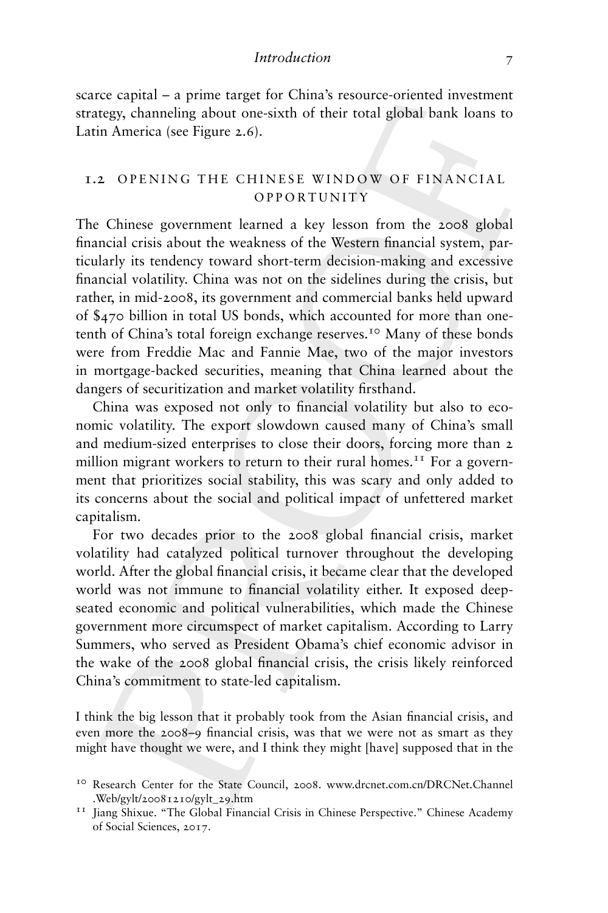scarce capital – a prime target for China's resource-oriented investment strategy, channeling about one-sixth of their total global bank loans to Latin America (see Figure 2.6).

## 1.2 OPENING THE CHINESE WINDOW OF FINANCIAL OPPORTUNITY

The Chinese government learned a key lesson from the 2008 global financial crisis about the weakness of the Western financial system, particularly its tendency toward short-term decision-making and excessive financial volatility. China was not on the sidelines during the crisis, but rather, in mid-2008, its government and commercial banks held upward of $470 billion in total US bonds, which accounted for more than one-tenth of China's total foreign exchange reserves.[10] Many of these bonds were from Freddie Mac and Fannie Mae, two of the major investors in mortgage-backed securities, meaning that China learned about the dangers of securitization and market volatility firsthand.

China was exposed not only to financial volatility but also to economic volatility. The export slowdown caused many of China's small and medium-sized enterprises to close their doors, forcing more than 2 million migrant workers to return to their rural homes.[11] For a government that prioritizes social stability, this was scary and only added to its concerns about the social and political impact of unfettered market capitalism.

For two decades prior to the 2008 global financial crisis, market volatility had catalyzed political turnover throughout the developing world. After the global financial crisis, it became clear that the developed world was not immune to financial volatility either. It exposed deep-seated economic and political vulnerabilities, which made the Chinese government more circumspect of market capitalism. According to Larry Summers, who served as President Obama's chief economic advisor in the wake of the 2008 global financial crisis, the crisis likely reinforced China's commitment to state-led capitalism.

> I think the big lesson that it probably took from the Asian financial crisis, and even more the 2008–9 financial crisis, was that we were not as smart as they might have thought we were, and I think they might [have] supposed that in the

[10] Research Center for the State Council, 2008. www.drcnet.com.cn/DRCNet.Channel.Web/gylt/20081210/gylt_29.htm

[11] Jiang Shixue. "The Global Financial Crisis in Chinese Perspective." Chinese Academy of Social Sciences, 2017.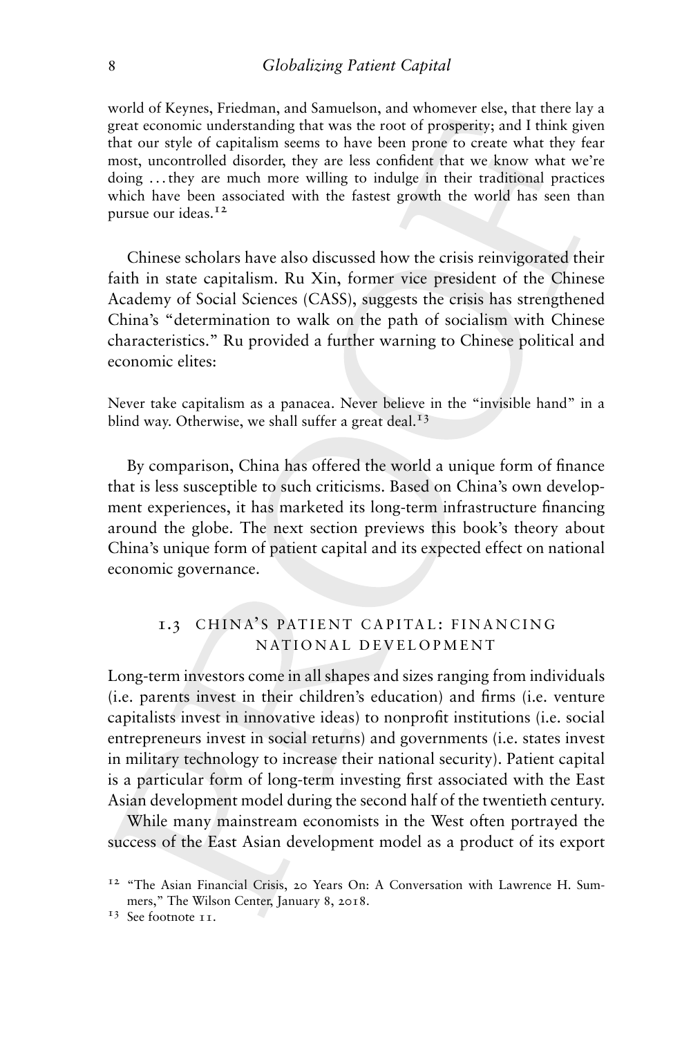world of Keynes, Friedman, and Samuelson, and whomever else, that there lay a great economic understanding that was the root of prosperity; and I think given that our style of capitalism seems to have been prone to create what they fear most, uncontrolled disorder, they are less confident that we know what we're doing ... they are much more willing to indulge in their traditional practices which have been associated with the fastest growth the world has seen than pursue our ideas.[12]

Chinese scholars have also discussed how the crisis reinvigorated their faith in state capitalism. Ru Xin, former vice president of the Chinese Academy of Social Sciences (CASS), suggests the crisis has strengthened China's "determination to walk on the path of socialism with Chinese characteristics." Ru provided a further warning to Chinese political and economic elites:

Never take capitalism as a panacea. Never believe in the "invisible hand" in a blind way. Otherwise, we shall suffer a great deal.[13]

By comparison, China has offered the world a unique form of finance that is less susceptible to such criticisms. Based on China's own development experiences, it has marketed its long-term infrastructure financing around the globe. The next section previews this book's theory about China's unique form of patient capital and its expected effect on national economic governance.

## 1.3 CHINA'S PATIENT CAPITAL: FINANCING NATIONAL DEVELOPMENT

Long-term investors come in all shapes and sizes ranging from individuals (i.e. parents invest in their children's education) and firms (i.e. venture capitalists invest in innovative ideas) to nonprofit institutions (i.e. social entrepreneurs invest in social returns) and governments (i.e. states invest in military technology to increase their national security). Patient capital is a particular form of long-term investing first associated with the East Asian development model during the second half of the twentieth century.

While many mainstream economists in the West often portrayed the success of the East Asian development model as a product of its export

[12] "The Asian Financial Crisis, 20 Years On: A Conversation with Lawrence H. Summers," The Wilson Center, January 8, 2018.

[13] See footnote 11.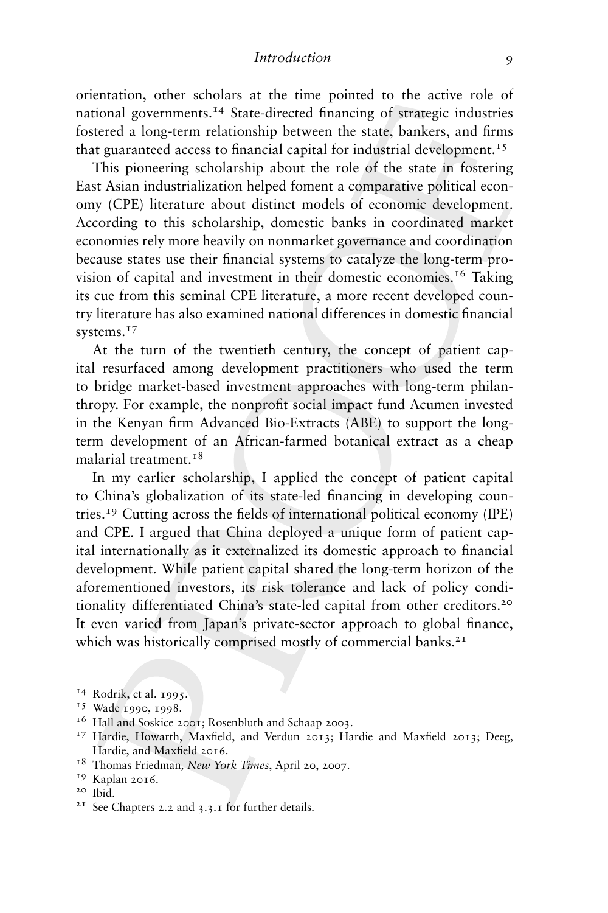orientation, other scholars at the time pointed to the active role of national governments.[14] State-directed financing of strategic industries fostered a long-term relationship between the state, bankers, and firms that guaranteed access to financial capital for industrial development.[15]

This pioneering scholarship about the role of the state in fostering East Asian industrialization helped foment a comparative political economy (CPE) literature about distinct models of economic development. According to this scholarship, domestic banks in coordinated market economies rely more heavily on nonmarket governance and coordination because states use their financial systems to catalyze the long-term provision of capital and investment in their domestic economies.[16] Taking its cue from this seminal CPE literature, a more recent developed country literature has also examined national differences in domestic financial systems.[17]

At the turn of the twentieth century, the concept of patient capital resurfaced among development practitioners who used the term to bridge market-based investment approaches with long-term philanthropy. For example, the nonprofit social impact fund Acumen invested in the Kenyan firm Advanced Bio-Extracts (ABE) to support the long-term development of an African-farmed botanical extract as a cheap malarial treatment.[18]

In my earlier scholarship, I applied the concept of patient capital to China's globalization of its state-led financing in developing countries.[19] Cutting across the fields of international political economy (IPE) and CPE. I argued that China deployed a unique form of patient capital internationally as it externalized its domestic approach to financial development. While patient capital shared the long-term horizon of the aforementioned investors, its risk tolerance and lack of policy conditionality differentiated China's state-led capital from other creditors.[20] It even varied from Japan's private-sector approach to global finance, which was historically comprised mostly of commercial banks.[21]

[14] Rodrik, et al. 1995.

[15] Wade 1990, 1998.

[16] Hall and Soskice 2001; Rosenbluth and Schaap 2003.

[17] Hardie, Howarth, Maxfield, and Verdun 2013; Hardie and Maxfield 2013; Deeg, Hardie, and Maxfield 2016.

[18] Thomas Friedman, *New York Times*, April 20, 2007.

[19] Kaplan 2016.

[20] Ibid.

[21] See Chapters 2.2 and 3.3.1 for further details.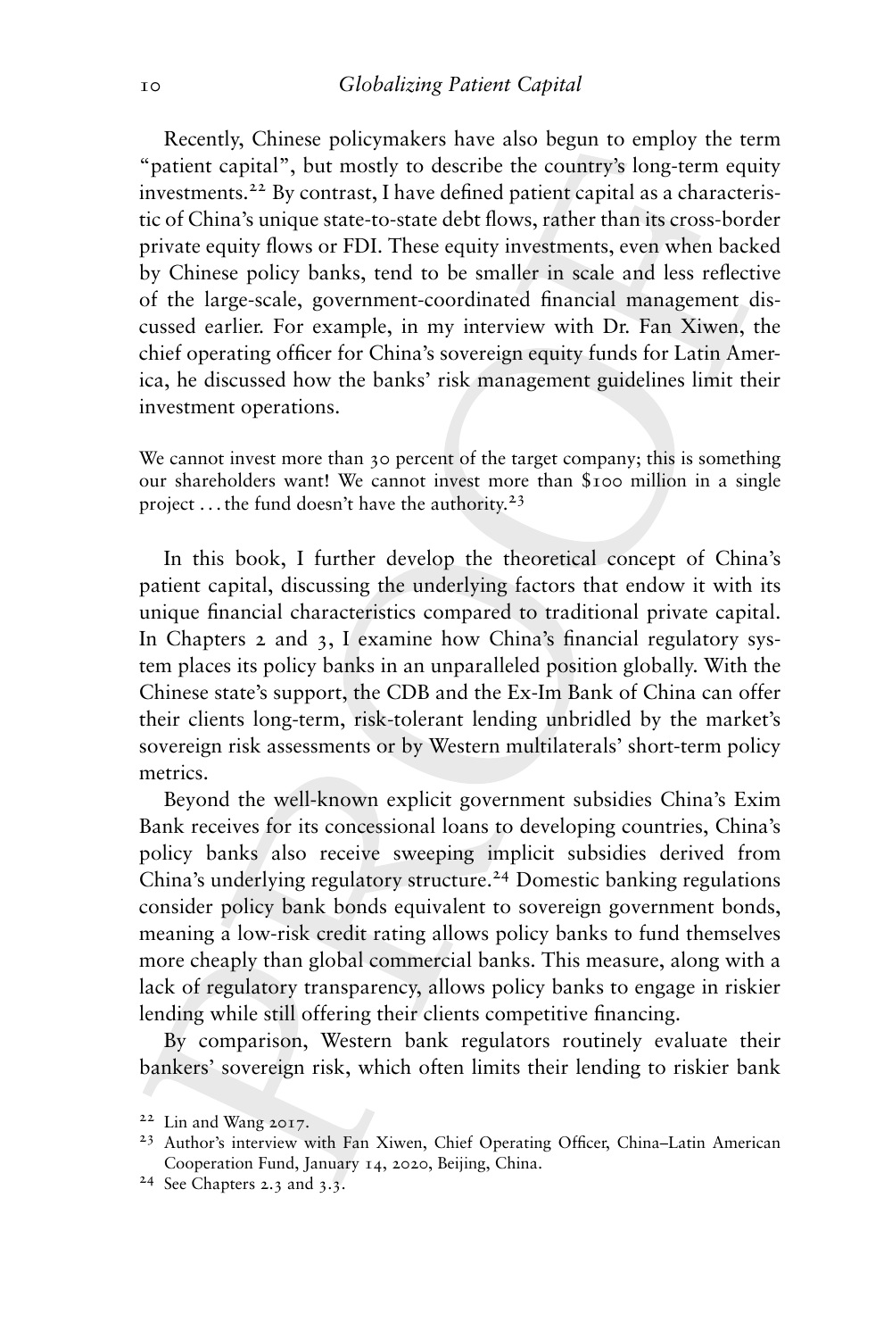Recently, Chinese policymakers have also begun to employ the term "patient capital", but mostly to describe the country's long-term equity investments.[22] By contrast, I have defined patient capital as a characteristic of China's unique state-to-state debt flows, rather than its cross-border private equity flows or FDI. These equity investments, even when backed by Chinese policy banks, tend to be smaller in scale and less reflective of the large-scale, government-coordinated financial management discussed earlier. For example, in my interview with Dr. Fan Xiwen, the chief operating officer for China's sovereign equity funds for Latin America, he discussed how the banks' risk management guidelines limit their investment operations.

> We cannot invest more than 30 percent of the target company; this is something our shareholders want! We cannot invest more than $100 million in a single project . . . the fund doesn't have the authority.[23]

In this book, I further develop the theoretical concept of China's patient capital, discussing the underlying factors that endow it with its unique financial characteristics compared to traditional private capital. In Chapters 2 and 3, I examine how China's financial regulatory system places its policy banks in an unparalleled position globally. With the Chinese state's support, the CDB and the Ex-Im Bank of China can offer their clients long-term, risk-tolerant lending unbridled by the market's sovereign risk assessments or by Western multilaterals' short-term policy metrics.

Beyond the well-known explicit government subsidies China's Exim Bank receives for its concessional loans to developing countries, China's policy banks also receive sweeping implicit subsidies derived from China's underlying regulatory structure.[24] Domestic banking regulations consider policy bank bonds equivalent to sovereign government bonds, meaning a low-risk credit rating allows policy banks to fund themselves more cheaply than global commercial banks. This measure, along with a lack of regulatory transparency, allows policy banks to engage in riskier lending while still offering their clients competitive financing.

By comparison, Western bank regulators routinely evaluate their bankers' sovereign risk, which often limits their lending to riskier bank

---

[22] Lin and Wang 2017.

[23] Author's interview with Fan Xiwen, Chief Operating Officer, China–Latin American Cooperation Fund, January 14, 2020, Beijing, China.

[24] See Chapters 2.3 and 3.3.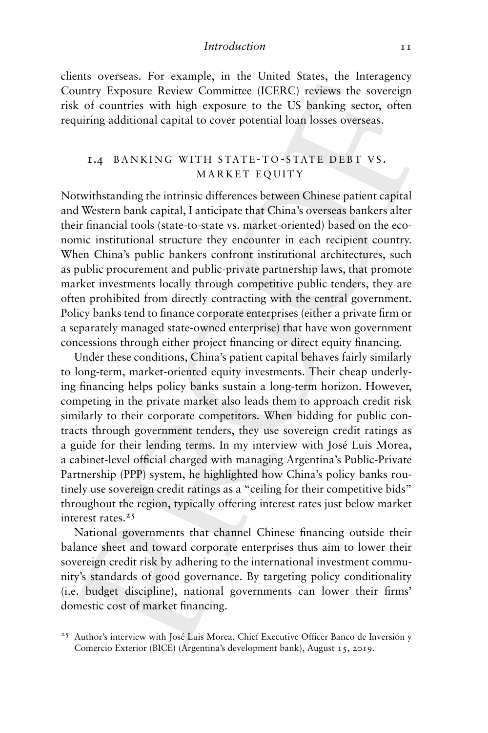clients overseas. For example, in the United States, the Interagency Country Exposure Review Committee (ICERC) reviews the sovereign risk of countries with high exposure to the US banking sector, often requiring additional capital to cover potential loan losses overseas.

## 1.4 BANKING WITH STATE-TO-STATE DEBT VS. MARKET EQUITY

Notwithstanding the intrinsic differences between Chinese patient capital and Western bank capital, I anticipate that China's overseas bankers alter their financial tools (state-to-state vs. market-oriented) based on the economic institutional structure they encounter in each recipient country. When China's public bankers confront institutional architectures, such as public procurement and public-private partnership laws, that promote market investments locally through competitive public tenders, they are often prohibited from directly contracting with the central government. Policy banks tend to finance corporate enterprises (either a private firm or a separately managed state-owned enterprise) that have won government concessions through either project financing or direct equity financing.

Under these conditions, China's patient capital behaves fairly similarly to long-term, market-oriented equity investments. Their cheap underlying financing helps policy banks sustain a long-term horizon. However, competing in the private market also leads them to approach credit risk similarly to their corporate competitors. When bidding for public contracts through government tenders, they use sovereign credit ratings as a guide for their lending terms. In my interview with José Luis Morea, a cabinet-level official charged with managing Argentina's Public-Private Partnership (PPP) system, he highlighted how China's policy banks routinely use sovereign credit ratings as a "ceiling for their competitive bids" throughout the region, typically offering interest rates just below market interest rates.[25]

National governments that channel Chinese financing outside their balance sheet and toward corporate enterprises thus aim to lower their sovereign credit risk by adhering to the international investment community's standards of good governance. By targeting policy conditionality (i.e. budget discipline), national governments can lower their firms' domestic cost of market financing.

[25] Author's interview with José Luis Morea, Chief Executive Officer Banco de Inversión y Comercio Exterior (BICE) (Argentina's development bank), August 15, 2019.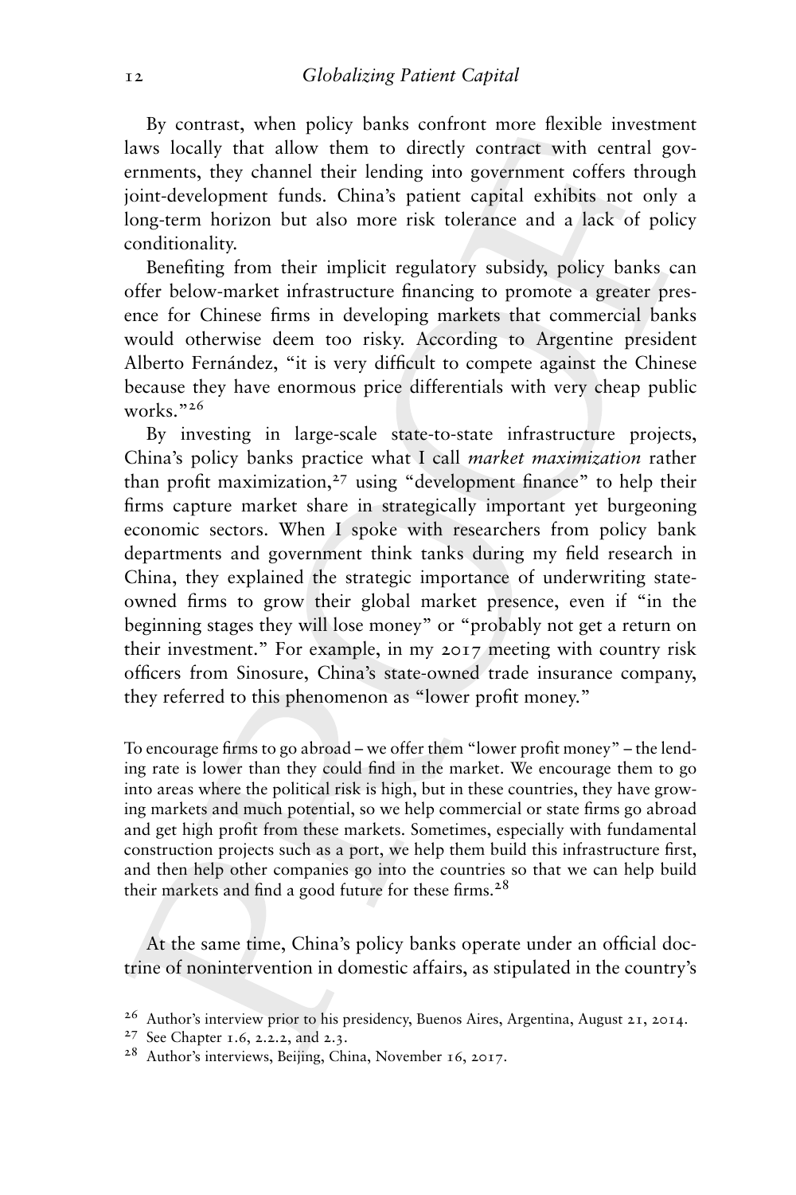By contrast, when policy banks confront more flexible investment laws locally that allow them to directly contract with central governments, they channel their lending into government coffers through joint-development funds. China's patient capital exhibits not only a long-term horizon but also more risk tolerance and a lack of policy conditionality.

Benefiting from their implicit regulatory subsidy, policy banks can offer below-market infrastructure financing to promote a greater presence for Chinese firms in developing markets that commercial banks would otherwise deem too risky. According to Argentine president Alberto Fernández, "it is very difficult to compete against the Chinese because they have enormous price differentials with very cheap public works."[26]

By investing in large-scale state-to-state infrastructure projects, China's policy banks practice what I call *market maximization* rather than profit maximization,[27] using "development finance" to help their firms capture market share in strategically important yet burgeoning economic sectors. When I spoke with researchers from policy bank departments and government think tanks during my field research in China, they explained the strategic importance of underwriting state-owned firms to grow their global market presence, even if "in the beginning stages they will lose money" or "probably not get a return on their investment." For example, in my 2017 meeting with country risk officers from Sinosure, China's state-owned trade insurance company, they referred to this phenomenon as "lower profit money."

> To encourage firms to go abroad – we offer them "lower profit money" – the lending rate is lower than they could find in the market. We encourage them to go into areas where the political risk is high, but in these countries, they have growing markets and much potential, so we help commercial or state firms go abroad and get high profit from these markets. Sometimes, especially with fundamental construction projects such as a port, we help them build this infrastructure first, and then help other companies go into the countries so that we can help build their markets and find a good future for these firms.[28]

At the same time, China's policy banks operate under an official doctrine of nonintervention in domestic affairs, as stipulated in the country's

---

[26] Author's interview prior to his presidency, Buenos Aires, Argentina, August 21, 2014.

[27] See Chapter 1.6, 2.2.2, and 2.3.

[28] Author's interviews, Beijing, China, November 16, 2017.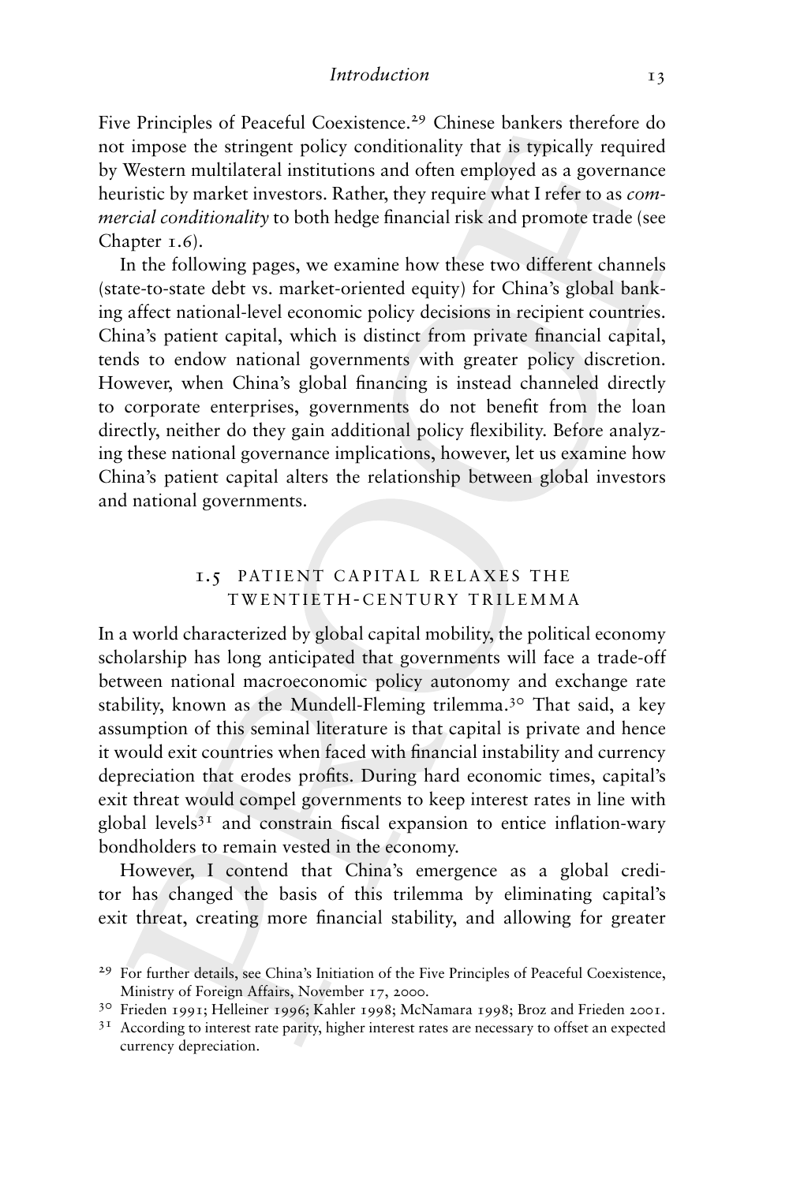Five Principles of Peaceful Coexistence.[29] Chinese bankers therefore do not impose the stringent policy conditionality that is typically required by Western multilateral institutions and often employed as a governance heuristic by market investors. Rather, they require what I refer to as *commercial conditionality* to both hedge financial risk and promote trade (see Chapter 1.6).

In the following pages, we examine how these two different channels (state-to-state debt vs. market-oriented equity) for China's global banking affect national-level economic policy decisions in recipient countries. China's patient capital, which is distinct from private financial capital, tends to endow national governments with greater policy discretion. However, when China's global financing is instead channeled directly to corporate enterprises, governments do not benefit from the loan directly, neither do they gain additional policy flexibility. Before analyzing these national governance implications, however, let us examine how China's patient capital alters the relationship between global investors and national governments.

## 1.5 PATIENT CAPITAL RELAXES THE TWENTIETH-CENTURY TRILEMMA

In a world characterized by global capital mobility, the political economy scholarship has long anticipated that governments will face a trade-off between national macroeconomic policy autonomy and exchange rate stability, known as the Mundell-Fleming trilemma.[30] That said, a key assumption of this seminal literature is that capital is private and hence it would exit countries when faced with financial instability and currency depreciation that erodes profits. During hard economic times, capital's exit threat would compel governments to keep interest rates in line with global levels[31] and constrain fiscal expansion to entice inflation-wary bondholders to remain vested in the economy.

However, I contend that China's emergence as a global creditor has changed the basis of this trilemma by eliminating capital's exit threat, creating more financial stability, and allowing for greater

[29] For further details, see China's Initiation of the Five Principles of Peaceful Coexistence, Ministry of Foreign Affairs, November 17, 2000.

[30] Frieden 1991; Helleiner 1996; Kahler 1998; McNamara 1998; Broz and Frieden 2001.

[31] According to interest rate parity, higher interest rates are necessary to offset an expected currency depreciation.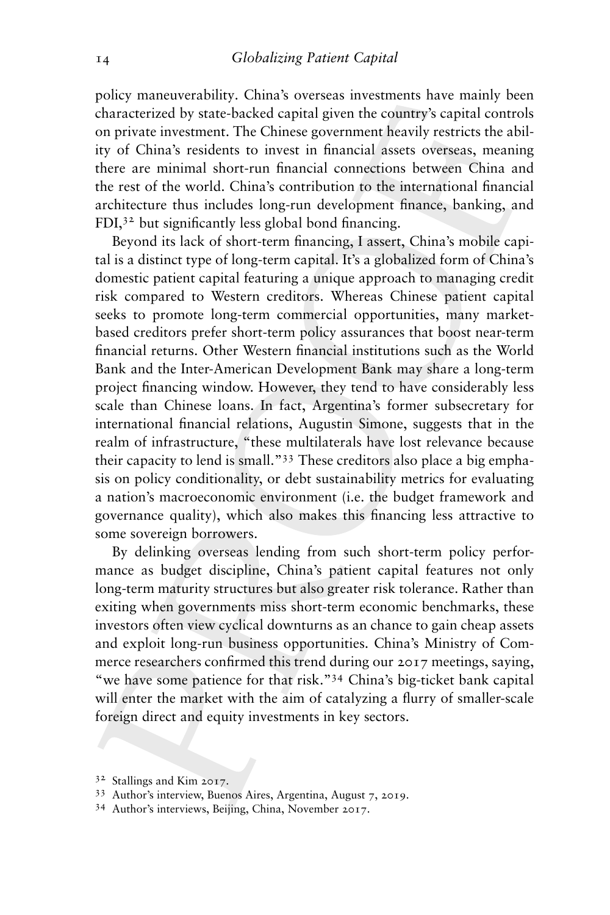policy maneuverability. China's overseas investments have mainly been characterized by state-backed capital given the country's capital controls on private investment. The Chinese government heavily restricts the ability of China's residents to invest in financial assets overseas, meaning there are minimal short-run financial connections between China and the rest of the world. China's contribution to the international financial architecture thus includes long-run development finance, banking, and FDI,[32] but significantly less global bond financing.

Beyond its lack of short-term financing, I assert, China's mobile capital is a distinct type of long-term capital. It's a globalized form of China's domestic patient capital featuring a unique approach to managing credit risk compared to Western creditors. Whereas Chinese patient capital seeks to promote long-term commercial opportunities, many market-based creditors prefer short-term policy assurances that boost near-term financial returns. Other Western financial institutions such as the World Bank and the Inter-American Development Bank may share a long-term project financing window. However, they tend to have considerably less scale than Chinese loans. In fact, Argentina's former subsecretary for international financial relations, Augustin Simone, suggests that in the realm of infrastructure, "these multilaterals have lost relevance because their capacity to lend is small."[33] These creditors also place a big emphasis on policy conditionality, or debt sustainability metrics for evaluating a nation's macroeconomic environment (i.e. the budget framework and governance quality), which also makes this financing less attractive to some sovereign borrowers.

By delinking overseas lending from such short-term policy performance as budget discipline, China's patient capital features not only long-term maturity structures but also greater risk tolerance. Rather than exiting when governments miss short-term economic benchmarks, these investors often view cyclical downturns as an chance to gain cheap assets and exploit long-run business opportunities. China's Ministry of Commerce researchers confirmed this trend during our 2017 meetings, saying, "we have some patience for that risk."[34] China's big-ticket bank capital will enter the market with the aim of catalyzing a flurry of smaller-scale foreign direct and equity investments in key sectors.

[32] Stallings and Kim 2017.

[33] Author's interview, Buenos Aires, Argentina, August 7, 2019.

[34] Author's interviews, Beijing, China, November 2017.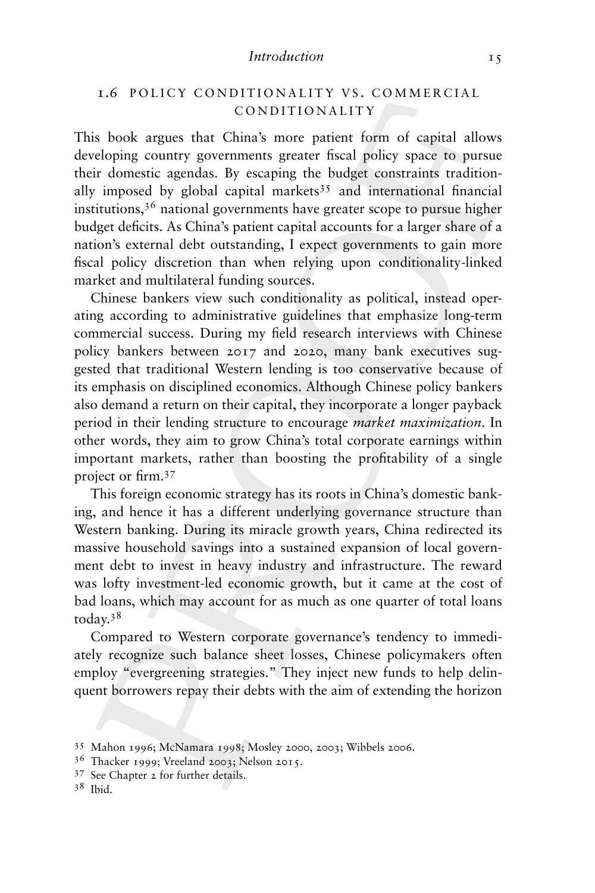## 1.6 POLICY CONDITIONALITY VS. COMMERCIAL CONDITIONALITY

This book argues that China's more patient form of capital allows developing country governments greater fiscal policy space to pursue their domestic agendas. By escaping the budget constraints traditionally imposed by global capital markets[35] and international financial institutions,[36] national governments have greater scope to pursue higher budget deficits. As China's patient capital accounts for a larger share of a nation's external debt outstanding, I expect governments to gain more fiscal policy discretion than when relying upon conditionality-linked market and multilateral funding sources.

Chinese bankers view such conditionality as political, instead operating according to administrative guidelines that emphasize long-term commercial success. During my field research interviews with Chinese policy bankers between 2017 and 2020, many bank executives suggested that traditional Western lending is too conservative because of its emphasis on disciplined economics. Although Chinese policy bankers also demand a return on their capital, they incorporate a longer payback period in their lending structure to encourage *market maximization*. In other words, they aim to grow China's total corporate earnings within important markets, rather than boosting the profitability of a single project or firm.[37]

This foreign economic strategy has its roots in China's domestic banking, and hence it has a different underlying governance structure than Western banking. During its miracle growth years, China redirected its massive household savings into a sustained expansion of local government debt to invest in heavy industry and infrastructure. The reward was lofty investment-led economic growth, but it came at the cost of bad loans, which may account for as much as one quarter of total loans today.[38]

Compared to Western corporate governance's tendency to immediately recognize such balance sheet losses, Chinese policymakers often employ "evergreening strategies." They inject new funds to help delinquent borrowers repay their debts with the aim of extending the horizon

[35] Mahon 1996; McNamara 1998; Mosley 2000, 2003; Wibbels 2006.

[36] Thacker 1999; Vreeland 2003; Nelson 2015.

[37] See Chapter 2 for further details.

[38] Ibid.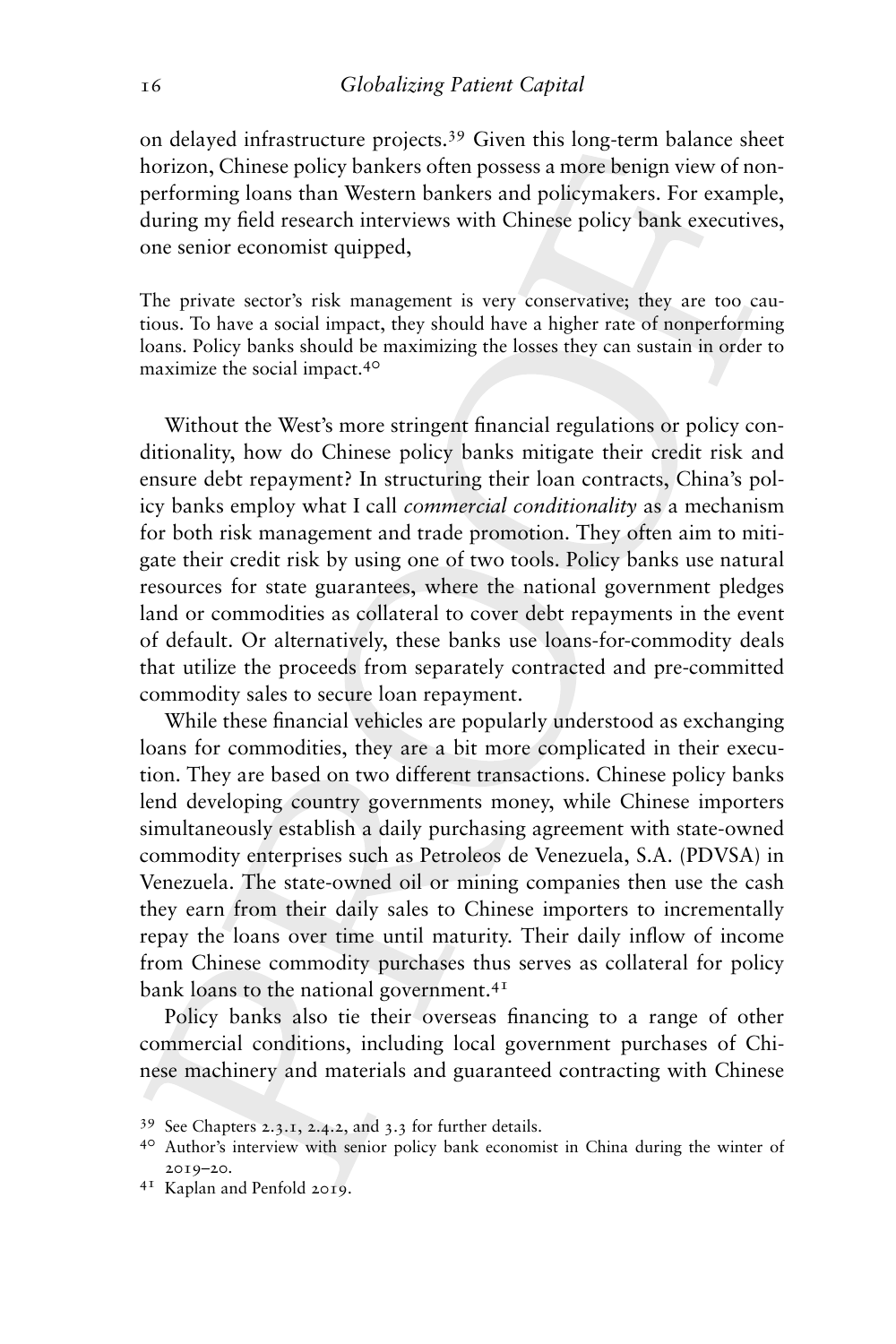on delayed infrastructure projects.[39] Given this long-term balance sheet horizon, Chinese policy bankers often possess a more benign view of nonperforming loans than Western bankers and policymakers. For example, during my field research interviews with Chinese policy bank executives, one senior economist quipped,

> The private sector's risk management is very conservative; they are too cautious. To have a social impact, they should have a higher rate of nonperforming loans. Policy banks should be maximizing the losses they can sustain in order to maximize the social impact.[40]

Without the West's more stringent financial regulations or policy conditionality, how do Chinese policy banks mitigate their credit risk and ensure debt repayment? In structuring their loan contracts, China's policy banks employ what I call *commercial conditionality* as a mechanism for both risk management and trade promotion. They often aim to mitigate their credit risk by using one of two tools. Policy banks use natural resources for state guarantees, where the national government pledges land or commodities as collateral to cover debt repayments in the event of default. Or alternatively, these banks use loans-for-commodity deals that utilize the proceeds from separately contracted and pre-committed commodity sales to secure loan repayment.

While these financial vehicles are popularly understood as exchanging loans for commodities, they are a bit more complicated in their execution. They are based on two different transactions. Chinese policy banks lend developing country governments money, while Chinese importers simultaneously establish a daily purchasing agreement with state-owned commodity enterprises such as Petroleos de Venezuela, S.A. (PDVSA) in Venezuela. The state-owned oil or mining companies then use the cash they earn from their daily sales to Chinese importers to incrementally repay the loans over time until maturity. Their daily inflow of income from Chinese commodity purchases thus serves as collateral for policy bank loans to the national government.[41]

Policy banks also tie their overseas financing to a range of other commercial conditions, including local government purchases of Chinese machinery and materials and guaranteed contracting with Chinese

[39] See Chapters 2.3.1, 2.4.2, and 3.3 for further details.

[40] Author's interview with senior policy bank economist in China during the winter of 2019–20.

[41] Kaplan and Penfold 2019.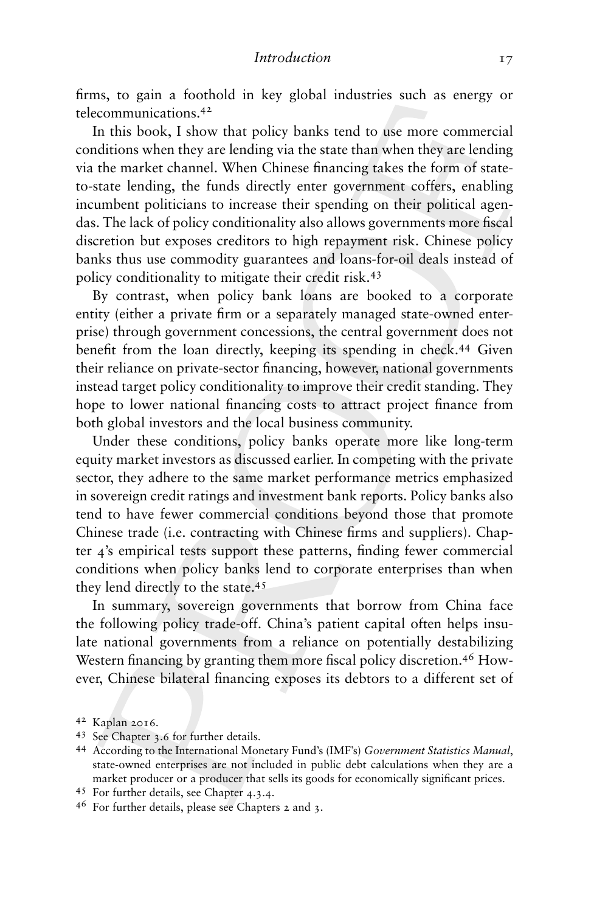firms, to gain a foothold in key global industries such as energy or telecommunications.[42]

In this book, I show that policy banks tend to use more commercial conditions when they are lending via the state than when they are lending via the market channel. When Chinese financing takes the form of state-to-state lending, the funds directly enter government coffers, enabling incumbent politicians to increase their spending on their political agendas. The lack of policy conditionality also allows governments more fiscal discretion but exposes creditors to high repayment risk. Chinese policy banks thus use commodity guarantees and loans-for-oil deals instead of policy conditionality to mitigate their credit risk.[43]

By contrast, when policy bank loans are booked to a corporate entity (either a private firm or a separately managed state-owned enterprise) through government concessions, the central government does not benefit from the loan directly, keeping its spending in check.[44] Given their reliance on private-sector financing, however, national governments instead target policy conditionality to improve their credit standing. They hope to lower national financing costs to attract project finance from both global investors and the local business community.

Under these conditions, policy banks operate more like long-term equity market investors as discussed earlier. In competing with the private sector, they adhere to the same market performance metrics emphasized in sovereign credit ratings and investment bank reports. Policy banks also tend to have fewer commercial conditions beyond those that promote Chinese trade (i.e. contracting with Chinese firms and suppliers). Chapter 4's empirical tests support these patterns, finding fewer commercial conditions when policy banks lend to corporate enterprises than when they lend directly to the state.[45]

In summary, sovereign governments that borrow from China face the following policy trade-off. China's patient capital often helps insulate national governments from a reliance on potentially destabilizing Western financing by granting them more fiscal policy discretion.[46] However, Chinese bilateral financing exposes its debtors to a different set of

---

[42] Kaplan 2016.

[43] See Chapter 3.6 for further details.

[44] According to the International Monetary Fund's (IMF's) *Government Statistics Manual*, state-owned enterprises are not included in public debt calculations when they are a market producer or a producer that sells its goods for economically significant prices.

[45] For further details, see Chapter 4.3.4.

[46] For further details, please see Chapters 2 and 3.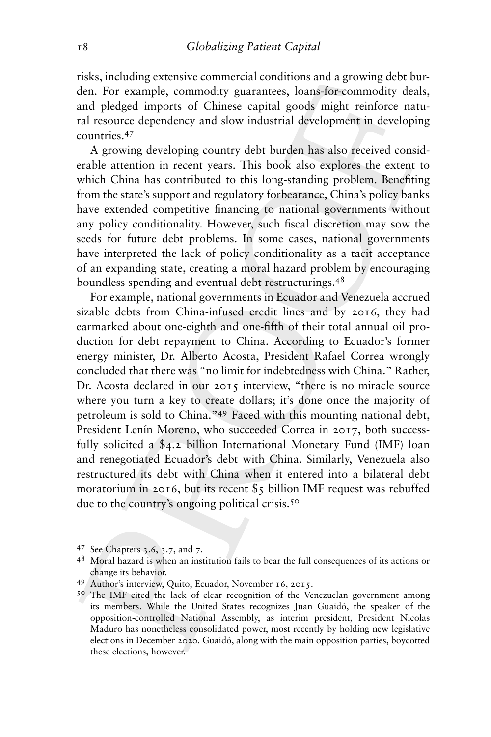risks, including extensive commercial conditions and a growing debt burden. For example, commodity guarantees, loans-for-commodity deals, and pledged imports of Chinese capital goods might reinforce natural resource dependency and slow industrial development in developing countries.[47]

A growing developing country debt burden has also received considerable attention in recent years. This book also explores the extent to which China has contributed to this long-standing problem. Benefiting from the state's support and regulatory forbearance, China's policy banks have extended competitive financing to national governments without any policy conditionality. However, such fiscal discretion may sow the seeds for future debt problems. In some cases, national governments have interpreted the lack of policy conditionality as a tacit acceptance of an expanding state, creating a moral hazard problem by encouraging boundless spending and eventual debt restructurings.[48]

For example, national governments in Ecuador and Venezuela accrued sizable debts from China-infused credit lines and by 2016, they had earmarked about one-eighth and one-fifth of their total annual oil production for debt repayment to China. According to Ecuador's former energy minister, Dr. Alberto Acosta, President Rafael Correa wrongly concluded that there was "no limit for indebtedness with China." Rather, Dr. Acosta declared in our 2015 interview, "there is no miracle source where you turn a key to create dollars; it's done once the majority of petroleum is sold to China."[49] Faced with this mounting national debt, President Lenín Moreno, who succeeded Correa in 2017, both successfully solicited a $4.2 billion International Monetary Fund (IMF) loan and renegotiated Ecuador's debt with China. Similarly, Venezuela also restructured its debt with China when it entered into a bilateral debt moratorium in 2016, but its recent $5 billion IMF request was rebuffed due to the country's ongoing political crisis.[50]

[47] See Chapters 3.6, 3.7, and 7.

[48] Moral hazard is when an institution fails to bear the full consequences of its actions or change its behavior.

[49] Author's interview, Quito, Ecuador, November 16, 2015.

[50] The IMF cited the lack of clear recognition of the Venezuelan government among its members. While the United States recognizes Juan Guaidó, the speaker of the opposition-controlled National Assembly, as interim president, President Nicolas Maduro has nonetheless consolidated power, most recently by holding new legislative elections in December 2020. Guaidó, along with the main opposition parties, boycotted these elections, however.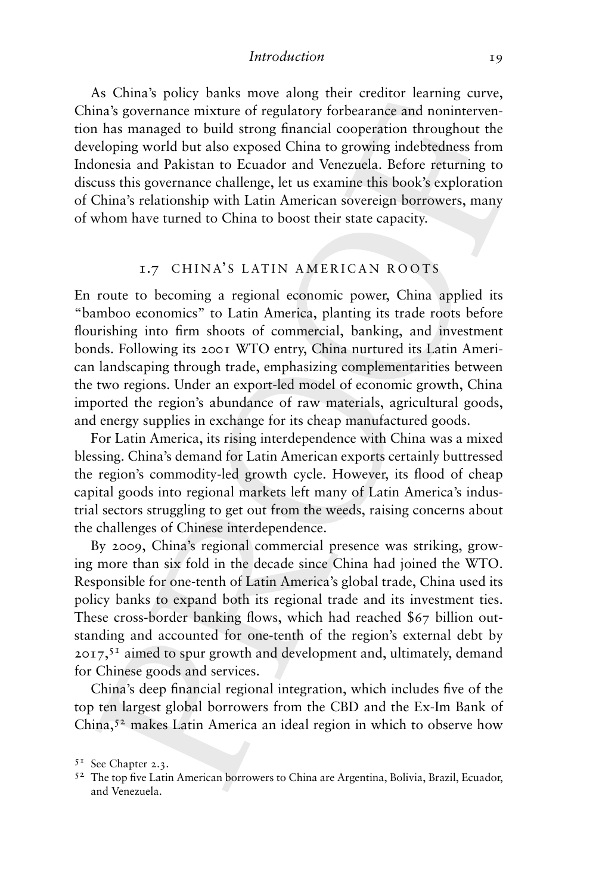As China's policy banks move along their creditor learning curve, China's governance mixture of regulatory forbearance and nonintervention has managed to build strong financial cooperation throughout the developing world but also exposed China to growing indebtedness from Indonesia and Pakistan to Ecuador and Venezuela. Before returning to discuss this governance challenge, let us examine this book's exploration of China's relationship with Latin American sovereign borrowers, many of whom have turned to China to boost their state capacity.

## 1.7 CHINA'S LATIN AMERICAN ROOTS

En route to becoming a regional economic power, China applied its "bamboo economics" to Latin America, planting its trade roots before flourishing into firm shoots of commercial, banking, and investment bonds. Following its 2001 WTO entry, China nurtured its Latin American landscaping through trade, emphasizing complementarities between the two regions. Under an export-led model of economic growth, China imported the region's abundance of raw materials, agricultural goods, and energy supplies in exchange for its cheap manufactured goods.

For Latin America, its rising interdependence with China was a mixed blessing. China's demand for Latin American exports certainly buttressed the region's commodity-led growth cycle. However, its flood of cheap capital goods into regional markets left many of Latin America's industrial sectors struggling to get out from the weeds, raising concerns about the challenges of Chinese interdependence.

By 2009, China's regional commercial presence was striking, growing more than six fold in the decade since China had joined the WTO. Responsible for one-tenth of Latin America's global trade, China used its policy banks to expand both its regional trade and its investment ties. These cross-border banking flows, which had reached $67 billion outstanding and accounted for one-tenth of the region's external debt by 2017,[51] aimed to spur growth and development and, ultimately, demand for Chinese goods and services.

China's deep financial regional integration, which includes five of the top ten largest global borrowers from the CBD and the Ex-Im Bank of China,[52] makes Latin America an ideal region in which to observe how

[51] See Chapter 2.3.

[52] The top five Latin American borrowers to China are Argentina, Bolivia, Brazil, Ecuador, and Venezuela.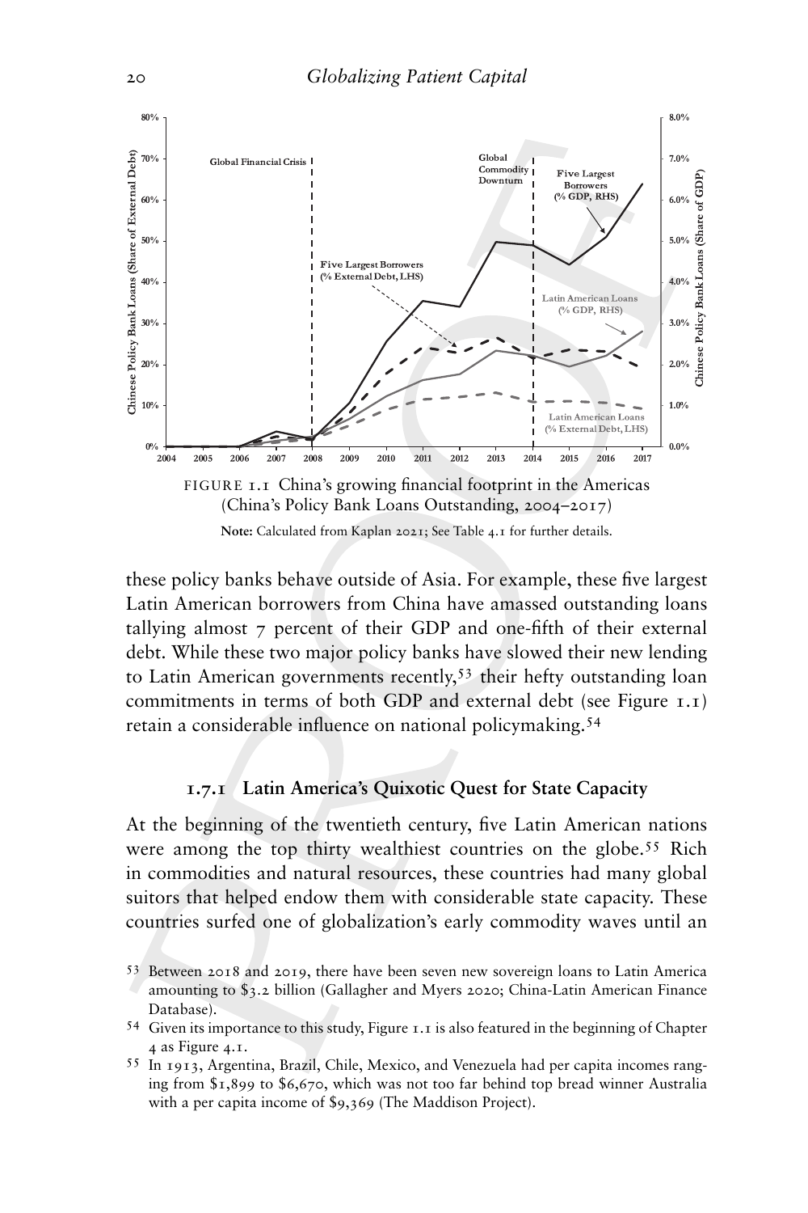FIGURE 1.1 China's growing financial footprint in the Americas (China's Policy Bank Loans Outstanding, 2004–2017)

**Note:** Calculated from Kaplan 2021; See Table 4.1 for further details.

these policy banks behave outside of Asia. For example, these five largest Latin American borrowers from China have amassed outstanding loans tallying almost 7 percent of their GDP and one-fifth of their external debt. While these two major policy banks have slowed their new lending to Latin American governments recently,[53] their hefty outstanding loan commitments in terms of both GDP and external debt (see Figure 1.1) retain a considerable influence on national policymaking.[54]

### 1.7.1 Latin America's Quixotic Quest for State Capacity

At the beginning of the twentieth century, five Latin American nations were among the top thirty wealthiest countries on the globe.[55] Rich in commodities and natural resources, these countries had many global suitors that helped endow them with considerable state capacity. These countries surfed one of globalization's early commodity waves until an

[53] Between 2018 and 2019, there have been seven new sovereign loans to Latin America amounting to $3.2 billion (Gallagher and Myers 2020; China-Latin American Finance Database).

[54] Given its importance to this study, Figure 1.1 is also featured in the beginning of Chapter 4 as Figure 4.1.

[55] In 1913, Argentina, Brazil, Chile, Mexico, and Venezuela had per capita incomes ranging from $1,899 to $6,670, which was not too far behind top bread winner Australia with a per capita income of $9,369 (The Maddison Project).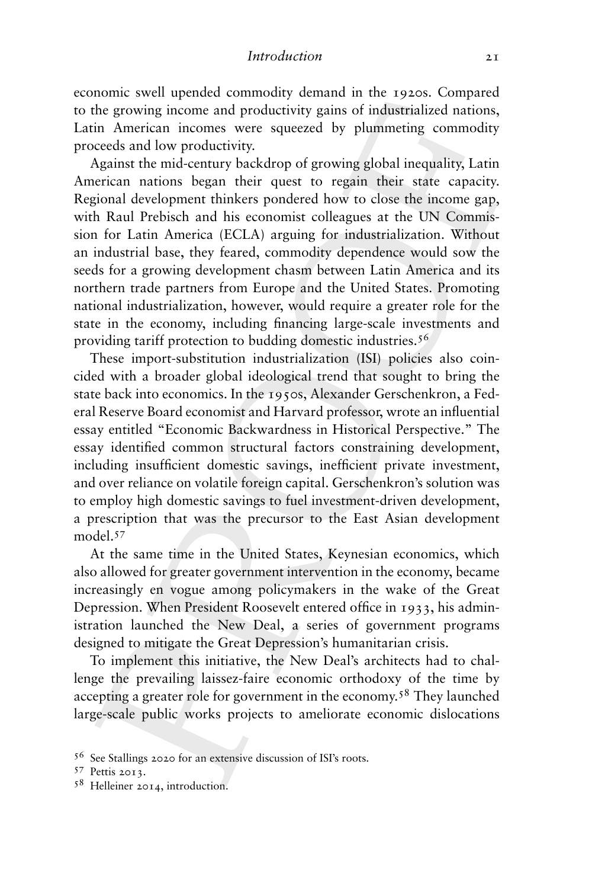economic swell upended commodity demand in the 1920s. Compared to the growing income and productivity gains of industrialized nations, Latin American incomes were squeezed by plummeting commodity proceeds and low productivity.

Against the mid-century backdrop of growing global inequality, Latin American nations began their quest to regain their state capacity. Regional development thinkers pondered how to close the income gap, with Raul Prebisch and his economist colleagues at the UN Commission for Latin America (ECLA) arguing for industrialization. Without an industrial base, they feared, commodity dependence would sow the seeds for a growing development chasm between Latin America and its northern trade partners from Europe and the United States. Promoting national industrialization, however, would require a greater role for the state in the economy, including financing large-scale investments and providing tariff protection to budding domestic industries.[56]

These import-substitution industrialization (ISI) policies also coincided with a broader global ideological trend that sought to bring the state back into economics. In the 1950s, Alexander Gerschenkron, a Federal Reserve Board economist and Harvard professor, wrote an influential essay entitled "Economic Backwardness in Historical Perspective." The essay identified common structural factors constraining development, including insufficient domestic savings, inefficient private investment, and over reliance on volatile foreign capital. Gerschenkron's solution was to employ high domestic savings to fuel investment-driven development, a prescription that was the precursor to the East Asian development model.[57]

At the same time in the United States, Keynesian economics, which also allowed for greater government intervention in the economy, became increasingly en vogue among policymakers in the wake of the Great Depression. When President Roosevelt entered office in 1933, his administration launched the New Deal, a series of government programs designed to mitigate the Great Depression's humanitarian crisis.

To implement this initiative, the New Deal's architects had to challenge the prevailing laissez-faire economic orthodoxy of the time by accepting a greater role for government in the economy.[58] They launched large-scale public works projects to ameliorate economic dislocations

[56] See Stallings 2020 for an extensive discussion of ISI's roots.

[57] Pettis 2013.

[58] Helleiner 2014, introduction.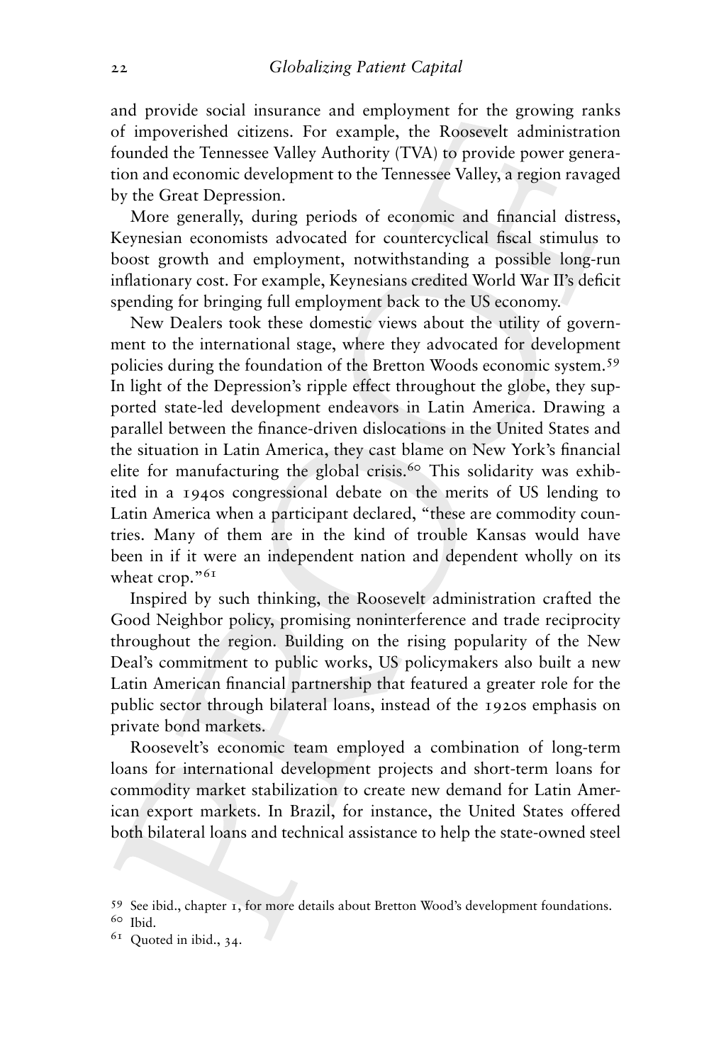and provide social insurance and employment for the growing ranks of impoverished citizens. For example, the Roosevelt administration founded the Tennessee Valley Authority (TVA) to provide power generation and economic development to the Tennessee Valley, a region ravaged by the Great Depression.

More generally, during periods of economic and financial distress, Keynesian economists advocated for countercyclical fiscal stimulus to boost growth and employment, notwithstanding a possible long-run inflationary cost. For example, Keynesians credited World War II's deficit spending for bringing full employment back to the US economy.

New Dealers took these domestic views about the utility of government to the international stage, where they advocated for development policies during the foundation of the Bretton Woods economic system.[59] In light of the Depression's ripple effect throughout the globe, they supported state-led development endeavors in Latin America. Drawing a parallel between the finance-driven dislocations in the United States and the situation in Latin America, they cast blame on New York's financial elite for manufacturing the global crisis.[60] This solidarity was exhibited in a 1940s congressional debate on the merits of US lending to Latin America when a participant declared, "these are commodity countries. Many of them are in the kind of trouble Kansas would have been in if it were an independent nation and dependent wholly on its wheat crop."[61]

Inspired by such thinking, the Roosevelt administration crafted the Good Neighbor policy, promising noninterference and trade reciprocity throughout the region. Building on the rising popularity of the New Deal's commitment to public works, US policymakers also built a new Latin American financial partnership that featured a greater role for the public sector through bilateral loans, instead of the 1920s emphasis on private bond markets.

Roosevelt's economic team employed a combination of long-term loans for international development projects and short-term loans for commodity market stabilization to create new demand for Latin American export markets. In Brazil, for instance, the United States offered both bilateral loans and technical assistance to help the state-owned steel

[59] See ibid., chapter 1, for more details about Bretton Wood's development foundations.

[60] Ibid.

[61] Quoted in ibid., 34.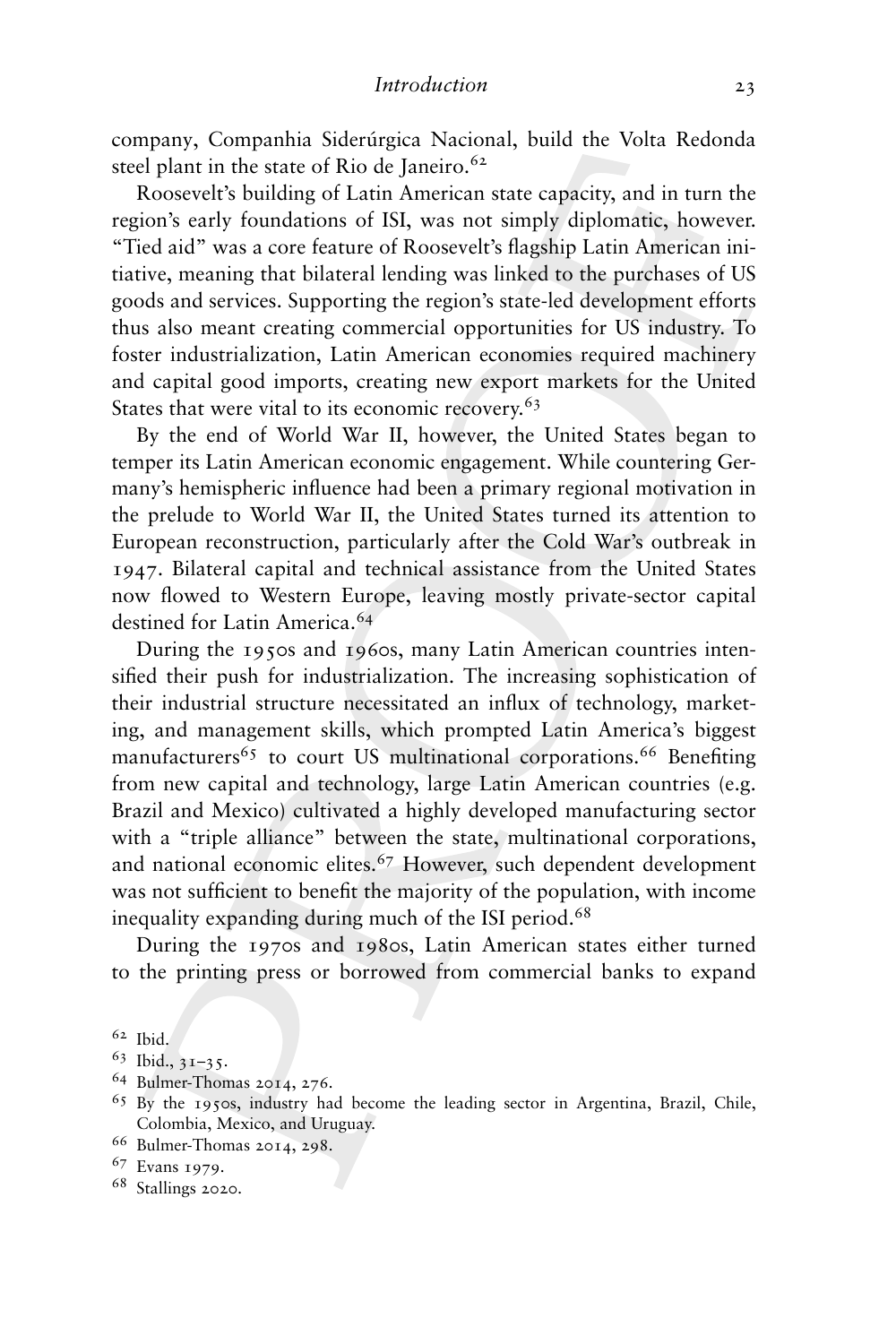company, Companhia Siderúrgica Nacional, build the Volta Redonda steel plant in the state of Rio de Janeiro.[62]

Roosevelt's building of Latin American state capacity, and in turn the region's early foundations of ISI, was not simply diplomatic, however. "Tied aid" was a core feature of Roosevelt's flagship Latin American initiative, meaning that bilateral lending was linked to the purchases of US goods and services. Supporting the region's state-led development efforts thus also meant creating commercial opportunities for US industry. To foster industrialization, Latin American economies required machinery and capital good imports, creating new export markets for the United States that were vital to its economic recovery.[63]

By the end of World War II, however, the United States began to temper its Latin American economic engagement. While countering Germany's hemispheric influence had been a primary regional motivation in the prelude to World War II, the United States turned its attention to European reconstruction, particularly after the Cold War's outbreak in 1947. Bilateral capital and technical assistance from the United States now flowed to Western Europe, leaving mostly private-sector capital destined for Latin America.[64]

During the 1950s and 1960s, many Latin American countries intensified their push for industrialization. The increasing sophistication of their industrial structure necessitated an influx of technology, marketing, and management skills, which prompted Latin America's biggest manufacturers[65] to court US multinational corporations.[66] Benefiting from new capital and technology, large Latin American countries (e.g. Brazil and Mexico) cultivated a highly developed manufacturing sector with a "triple alliance" between the state, multinational corporations, and national economic elites.[67] However, such dependent development was not sufficient to benefit the majority of the population, with income inequality expanding during much of the ISI period.[68]

During the 1970s and 1980s, Latin American states either turned to the printing press or borrowed from commercial banks to expand

---

62 Ibid.

63 Ibid., 31–35.

64 Bulmer-Thomas 2014, 276.

65 By the 1950s, industry had become the leading sector in Argentina, Brazil, Chile, Colombia, Mexico, and Uruguay.

66 Bulmer-Thomas 2014, 298.

67 Evans 1979.

68 Stallings 2020.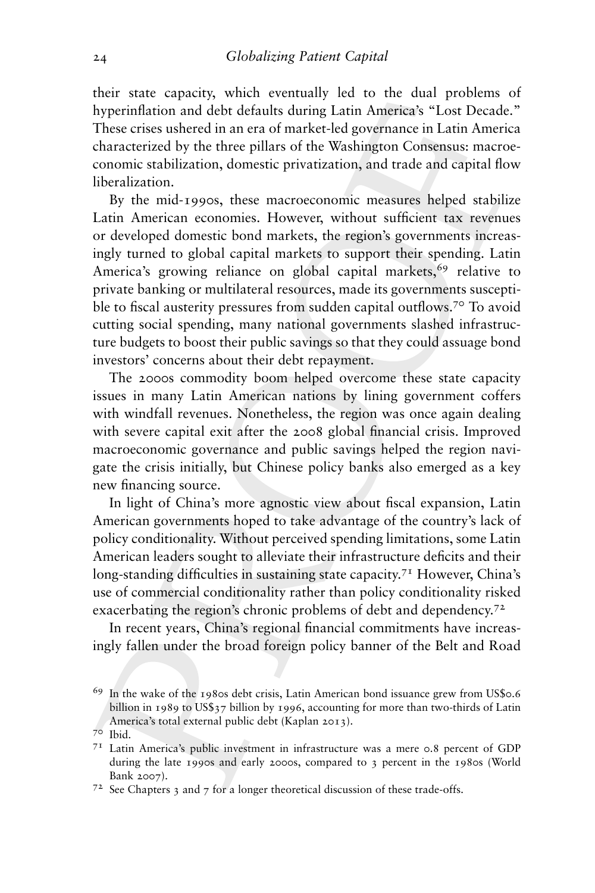their state capacity, which eventually led to the dual problems of hyperinflation and debt defaults during Latin America's "Lost Decade." These crises ushered in an era of market-led governance in Latin America characterized by the three pillars of the Washington Consensus: macroeconomic stabilization, domestic privatization, and trade and capital flow liberalization.

By the mid-1990s, these macroeconomic measures helped stabilize Latin American economies. However, without sufficient tax revenues or developed domestic bond markets, the region's governments increasingly turned to global capital markets to support their spending. Latin America's growing reliance on global capital markets,[69] relative to private banking or multilateral resources, made its governments susceptible to fiscal austerity pressures from sudden capital outflows.[70] To avoid cutting social spending, many national governments slashed infrastructure budgets to boost their public savings so that they could assuage bond investors' concerns about their debt repayment.

The 2000s commodity boom helped overcome these state capacity issues in many Latin American nations by lining government coffers with windfall revenues. Nonetheless, the region was once again dealing with severe capital exit after the 2008 global financial crisis. Improved macroeconomic governance and public savings helped the region navigate the crisis initially, but Chinese policy banks also emerged as a key new financing source.

In light of China's more agnostic view about fiscal expansion, Latin American governments hoped to take advantage of the country's lack of policy conditionality. Without perceived spending limitations, some Latin American leaders sought to alleviate their infrastructure deficits and their long-standing difficulties in sustaining state capacity.[71] However, China's use of commercial conditionality rather than policy conditionality risked exacerbating the region's chronic problems of debt and dependency.[72]

In recent years, China's regional financial commitments have increasingly fallen under the broad foreign policy banner of the Belt and Road

[69] In the wake of the 1980s debt crisis, Latin American bond issuance grew from US$0.6 billion in 1989 to US$37 billion by 1996, accounting for more than two-thirds of Latin America's total external public debt (Kaplan 2013).

[70] Ibid.

[71] Latin America's public investment in infrastructure was a mere 0.8 percent of GDP during the late 1990s and early 2000s, compared to 3 percent in the 1980s (World Bank 2007).

[72] See Chapters 3 and 7 for a longer theoretical discussion of these trade-offs.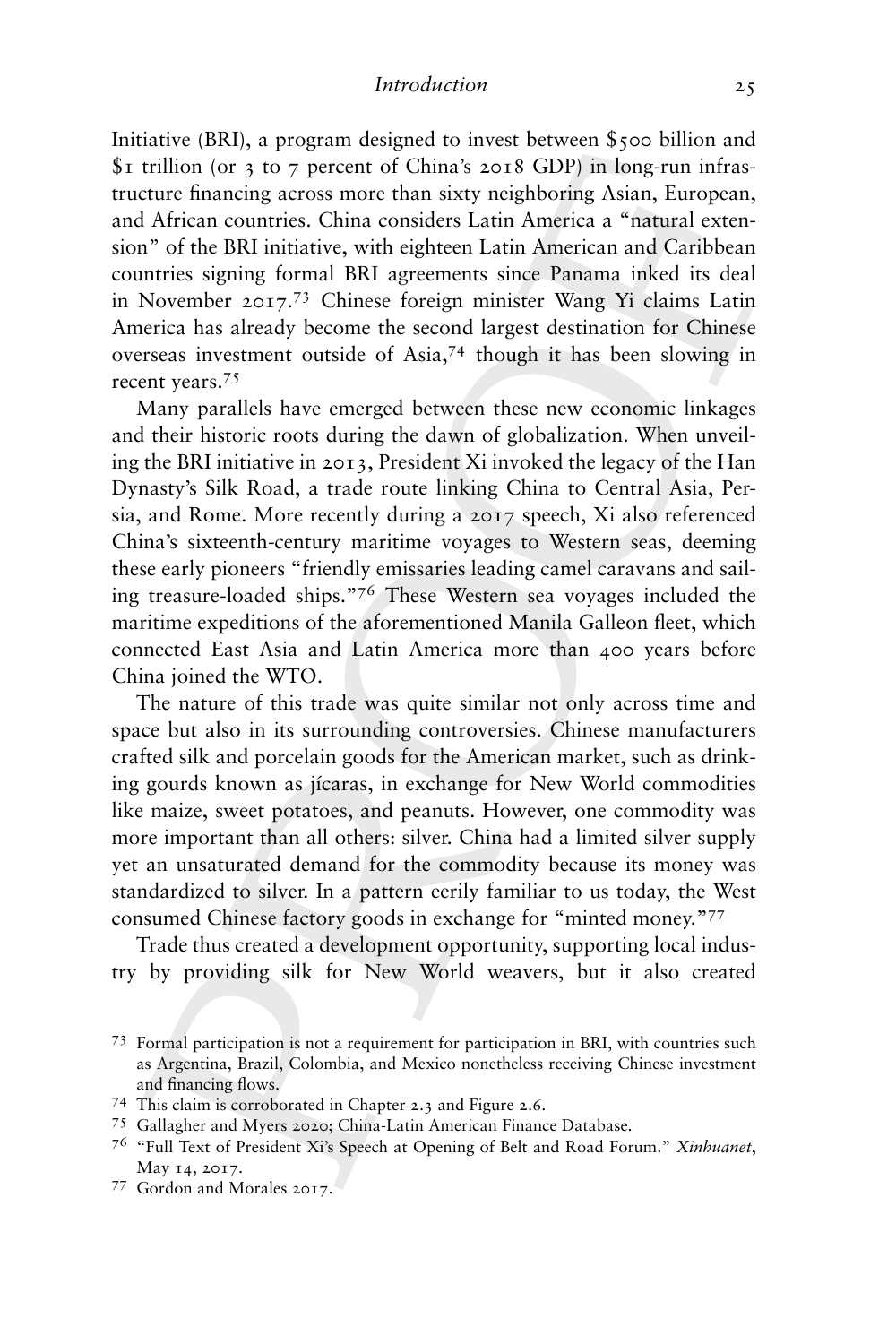Initiative (BRI), a program designed to invest between $500 billion and $1 trillion (or 3 to 7 percent of China's 2018 GDP) in long-run infrastructure financing across more than sixty neighboring Asian, European, and African countries. China considers Latin America a "natural extension" of the BRI initiative, with eighteen Latin American and Caribbean countries signing formal BRI agreements since Panama inked its deal in November 2017.[73] Chinese foreign minister Wang Yi claims Latin America has already become the second largest destination for Chinese overseas investment outside of Asia,[74] though it has been slowing in recent years.[75]

Many parallels have emerged between these new economic linkages and their historic roots during the dawn of globalization. When unveiling the BRI initiative in 2013, President Xi invoked the legacy of the Han Dynasty's Silk Road, a trade route linking China to Central Asia, Persia, and Rome. More recently during a 2017 speech, Xi also referenced China's sixteenth-century maritime voyages to Western seas, deeming these early pioneers "friendly emissaries leading camel caravans and sailing treasure-loaded ships."[76] These Western sea voyages included the maritime expeditions of the aforementioned Manila Galleon fleet, which connected East Asia and Latin America more than 400 years before China joined the WTO.

The nature of this trade was quite similar not only across time and space but also in its surrounding controversies. Chinese manufacturers crafted silk and porcelain goods for the American market, such as drinking gourds known as jícaras, in exchange for New World commodities like maize, sweet potatoes, and peanuts. However, one commodity was more important than all others: silver. China had a limited silver supply yet an unsaturated demand for the commodity because its money was standardized to silver. In a pattern eerily familiar to us today, the West consumed Chinese factory goods in exchange for "minted money."[77]

Trade thus created a development opportunity, supporting local industry by providing silk for New World weavers, but it also created

[73] Formal participation is not a requirement for participation in BRI, with countries such as Argentina, Brazil, Colombia, and Mexico nonetheless receiving Chinese investment and financing flows.

[74] This claim is corroborated in Chapter 2.3 and Figure 2.6.

[75] Gallagher and Myers 2020; China-Latin American Finance Database.

[76] "Full Text of President Xi's Speech at Opening of Belt and Road Forum." *Xinhuanet*, May 14, 2017.

[77] Gordon and Morales 2017.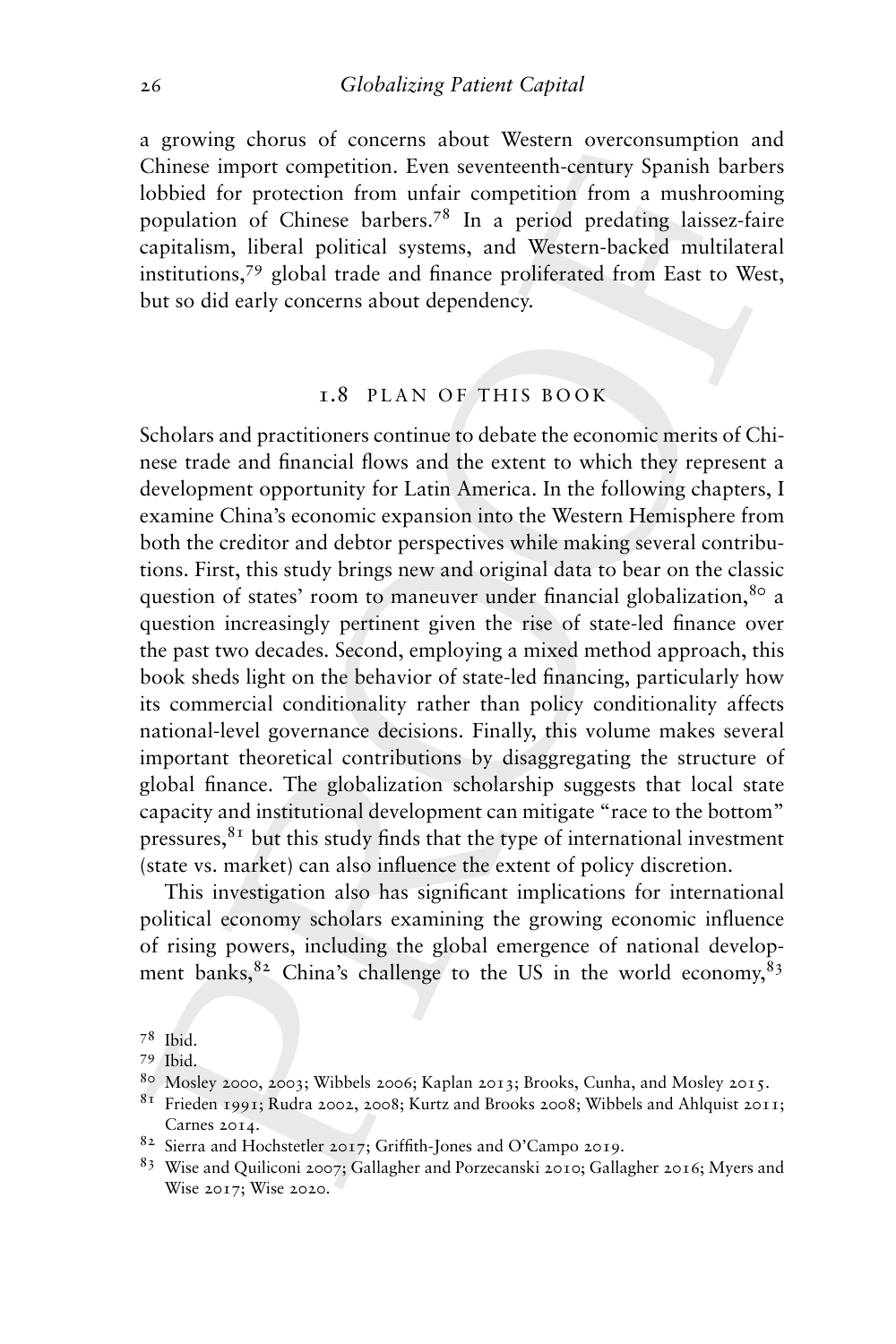a growing chorus of concerns about Western overconsumption and Chinese import competition. Even seventeenth-century Spanish barbers lobbied for protection from unfair competition from a mushrooming population of Chinese barbers.[78] In a period predating laissez-faire capitalism, liberal political systems, and Western-backed multilateral institutions,[79] global trade and finance proliferated from East to West, but so did early concerns about dependency.

## 1.8 PLAN OF THIS BOOK

Scholars and practitioners continue to debate the economic merits of Chinese trade and financial flows and the extent to which they represent a development opportunity for Latin America. In the following chapters, I examine China's economic expansion into the Western Hemisphere from both the creditor and debtor perspectives while making several contributions. First, this study brings new and original data to bear on the classic question of states' room to maneuver under financial globalization,[80] a question increasingly pertinent given the rise of state-led finance over the past two decades. Second, employing a mixed method approach, this book sheds light on the behavior of state-led financing, particularly how its commercial conditionality rather than policy conditionality affects national-level governance decisions. Finally, this volume makes several important theoretical contributions by disaggregating the structure of global finance. The globalization scholarship suggests that local state capacity and institutional development can mitigate "race to the bottom" pressures,[81] but this study finds that the type of international investment (state vs. market) can also influence the extent of policy discretion.

This investigation also has significant implications for international political economy scholars examining the growing economic influence of rising powers, including the global emergence of national development banks,[82] China's challenge to the US in the world economy,[83]

[78] Ibid.

[79] Ibid.

[80] Mosley 2000, 2003; Wibbels 2006; Kaplan 2013; Brooks, Cunha, and Mosley 2015.

[81] Frieden 1991; Rudra 2002, 2008; Kurtz and Brooks 2008; Wibbels and Ahlquist 2011; Carnes 2014.

[82] Sierra and Hochstetler 2017; Griffith-Jones and O'Campo 2019.

[83] Wise and Quiliconi 2007; Gallagher and Porzecanski 2010; Gallagher 2016; Myers and Wise 2017; Wise 2020.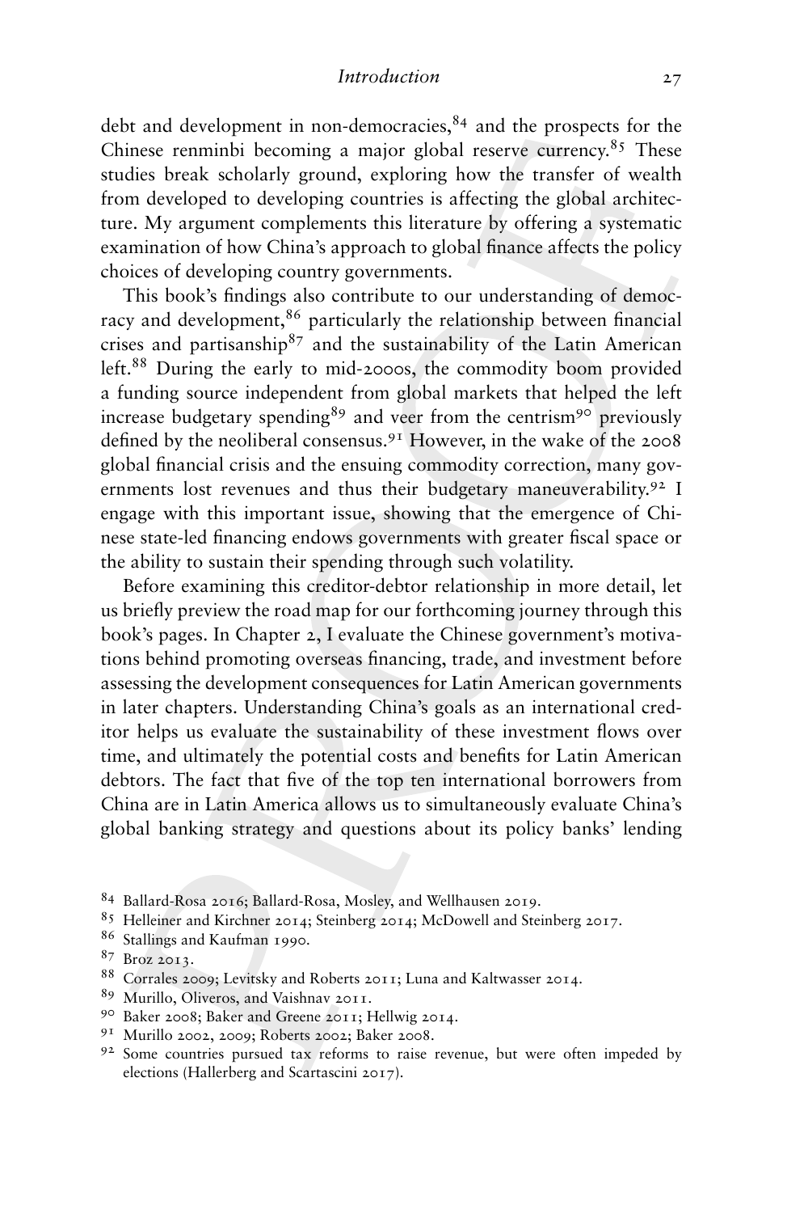debt and development in non-democracies,[84] and the prospects for the Chinese renminbi becoming a major global reserve currency.[85] These studies break scholarly ground, exploring how the transfer of wealth from developed to developing countries is affecting the global architecture. My argument complements this literature by offering a systematic examination of how China's approach to global finance affects the policy choices of developing country governments.

This book's findings also contribute to our understanding of democracy and development,[86] particularly the relationship between financial crises and partisanship[87] and the sustainability of the Latin American left.[88] During the early to mid-2000s, the commodity boom provided a funding source independent from global markets that helped the left increase budgetary spending[89] and veer from the centrism[90] previously defined by the neoliberal consensus.[91] However, in the wake of the 2008 global financial crisis and the ensuing commodity correction, many governments lost revenues and thus their budgetary maneuverability.[92] I engage with this important issue, showing that the emergence of Chinese state-led financing endows governments with greater fiscal space or the ability to sustain their spending through such volatility.

Before examining this creditor-debtor relationship in more detail, let us briefly preview the road map for our forthcoming journey through this book's pages. In Chapter 2, I evaluate the Chinese government's motivations behind promoting overseas financing, trade, and investment before assessing the development consequences for Latin American governments in later chapters. Understanding China's goals as an international creditor helps us evaluate the sustainability of these investment flows over time, and ultimately the potential costs and benefits for Latin American debtors. The fact that five of the top ten international borrowers from China are in Latin America allows us to simultaneously evaluate China's global banking strategy and questions about its policy banks' lending

[84] Ballard-Rosa 2016; Ballard-Rosa, Mosley, and Wellhausen 2019.

[85] Helleiner and Kirchner 2014; Steinberg 2014; McDowell and Steinberg 2017.

[86] Stallings and Kaufman 1990.

[87] Broz 2013.

[88] Corrales 2009; Levitsky and Roberts 2011; Luna and Kaltwasser 2014.

[89] Murillo, Oliveros, and Vaishnav 2011.

[90] Baker 2008; Baker and Greene 2011; Hellwig 2014.

[91] Murillo 2002, 2009; Roberts 2002; Baker 2008.

[92] Some countries pursued tax reforms to raise revenue, but were often impeded by elections (Hallerberg and Scartascini 2017).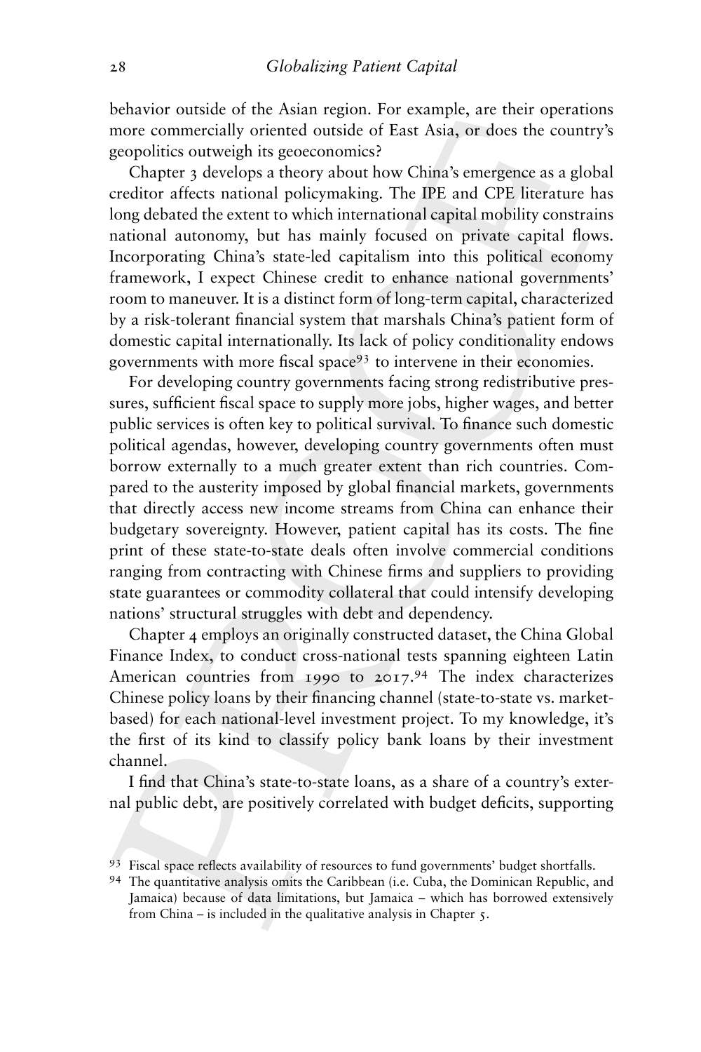behavior outside of the Asian region. For example, are their operations more commercially oriented outside of East Asia, or does the country's geopolitics outweigh its geoeconomics?

Chapter 3 develops a theory about how China's emergence as a global creditor affects national policymaking. The IPE and CPE literature has long debated the extent to which international capital mobility constrains national autonomy, but has mainly focused on private capital flows. Incorporating China's state-led capitalism into this political economy framework, I expect Chinese credit to enhance national governments' room to maneuver. It is a distinct form of long-term capital, characterized by a risk-tolerant financial system that marshals China's patient form of domestic capital internationally. Its lack of policy conditionality endows governments with more fiscal space[93] to intervene in their economies.

For developing country governments facing strong redistributive pressures, sufficient fiscal space to supply more jobs, higher wages, and better public services is often key to political survival. To finance such domestic political agendas, however, developing country governments often must borrow externally to a much greater extent than rich countries. Compared to the austerity imposed by global financial markets, governments that directly access new income streams from China can enhance their budgetary sovereignty. However, patient capital has its costs. The fine print of these state-to-state deals often involve commercial conditions ranging from contracting with Chinese firms and suppliers to providing state guarantees or commodity collateral that could intensify developing nations' structural struggles with debt and dependency.

Chapter 4 employs an originally constructed dataset, the China Global Finance Index, to conduct cross-national tests spanning eighteen Latin American countries from 1990 to 2017.[94] The index characterizes Chinese policy loans by their financing channel (state-to-state vs. market-based) for each national-level investment project. To my knowledge, it's the first of its kind to classify policy bank loans by their investment channel.

I find that China's state-to-state loans, as a share of a country's external public debt, are positively correlated with budget deficits, supporting

[93] Fiscal space reflects availability of resources to fund governments' budget shortfalls.

[94] The quantitative analysis omits the Caribbean (i.e. Cuba, the Dominican Republic, and Jamaica) because of data limitations, but Jamaica – which has borrowed extensively from China – is included in the qualitative analysis in Chapter 5.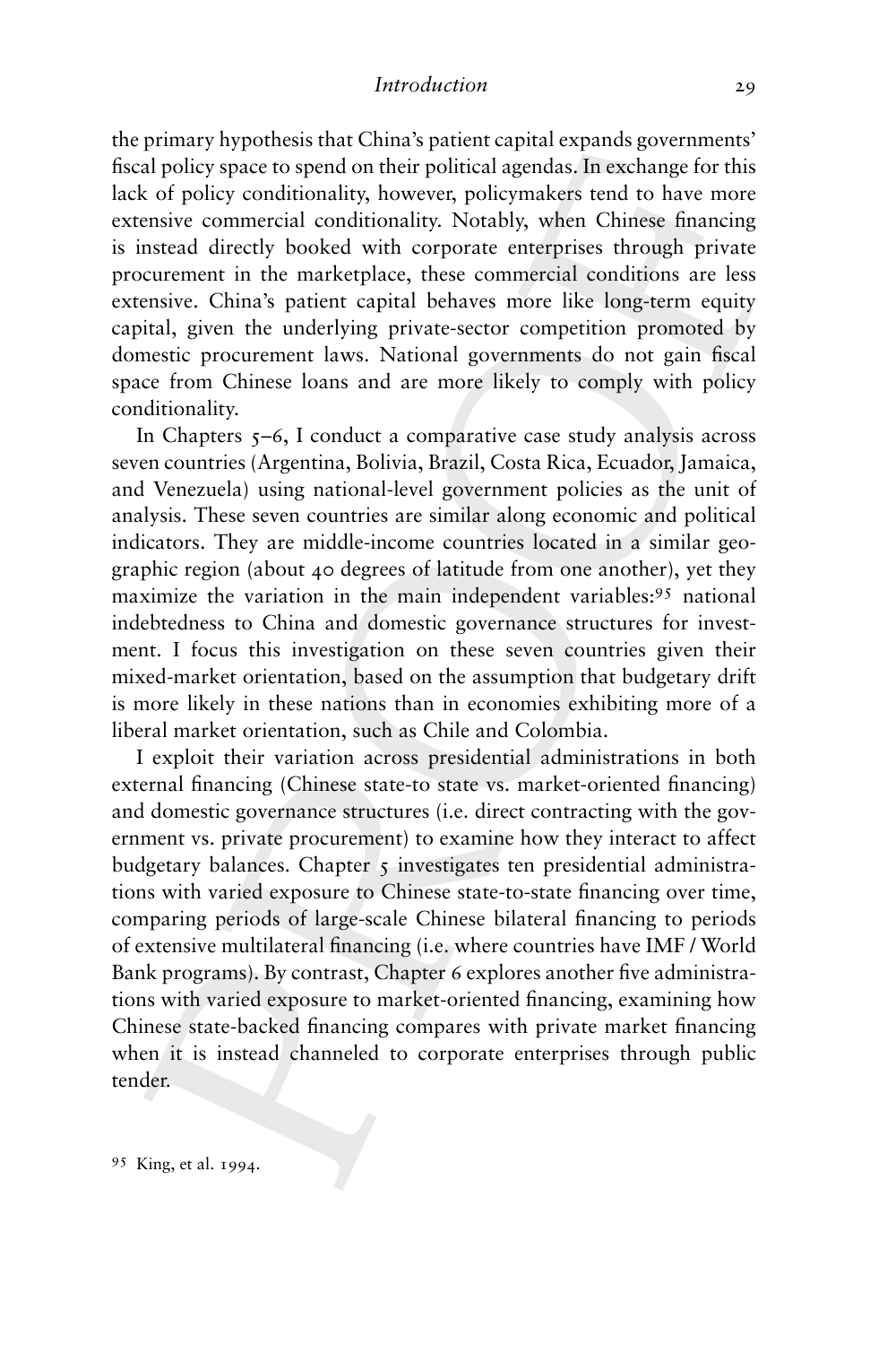the primary hypothesis that China's patient capital expands governments' fiscal policy space to spend on their political agendas. In exchange for this lack of policy conditionality, however, policymakers tend to have more extensive commercial conditionality. Notably, when Chinese financing is instead directly booked with corporate enterprises through private procurement in the marketplace, these commercial conditions are less extensive. China's patient capital behaves more like long-term equity capital, given the underlying private-sector competition promoted by domestic procurement laws. National governments do not gain fiscal space from Chinese loans and are more likely to comply with policy conditionality.

In Chapters 5–6, I conduct a comparative case study analysis across seven countries (Argentina, Bolivia, Brazil, Costa Rica, Ecuador, Jamaica, and Venezuela) using national-level government policies as the unit of analysis. These seven countries are similar along economic and political indicators. They are middle-income countries located in a similar geographic region (about 40 degrees of latitude from one another), yet they maximize the variation in the main independent variables:[95] national indebtedness to China and domestic governance structures for investment. I focus this investigation on these seven countries given their mixed-market orientation, based on the assumption that budgetary drift is more likely in these nations than in economies exhibiting more of a liberal market orientation, such as Chile and Colombia.

I exploit their variation across presidential administrations in both external financing (Chinese state-to state vs. market-oriented financing) and domestic governance structures (i.e. direct contracting with the government vs. private procurement) to examine how they interact to affect budgetary balances. Chapter 5 investigates ten presidential administrations with varied exposure to Chinese state-to-state financing over time, comparing periods of large-scale Chinese bilateral financing to periods of extensive multilateral financing (i.e. where countries have IMF / World Bank programs). By contrast, Chapter 6 explores another five administrations with varied exposure to market-oriented financing, examining how Chinese state-backed financing compares with private market financing when it is instead channeled to corporate enterprises through public tender.

[95] King, et al. 1994.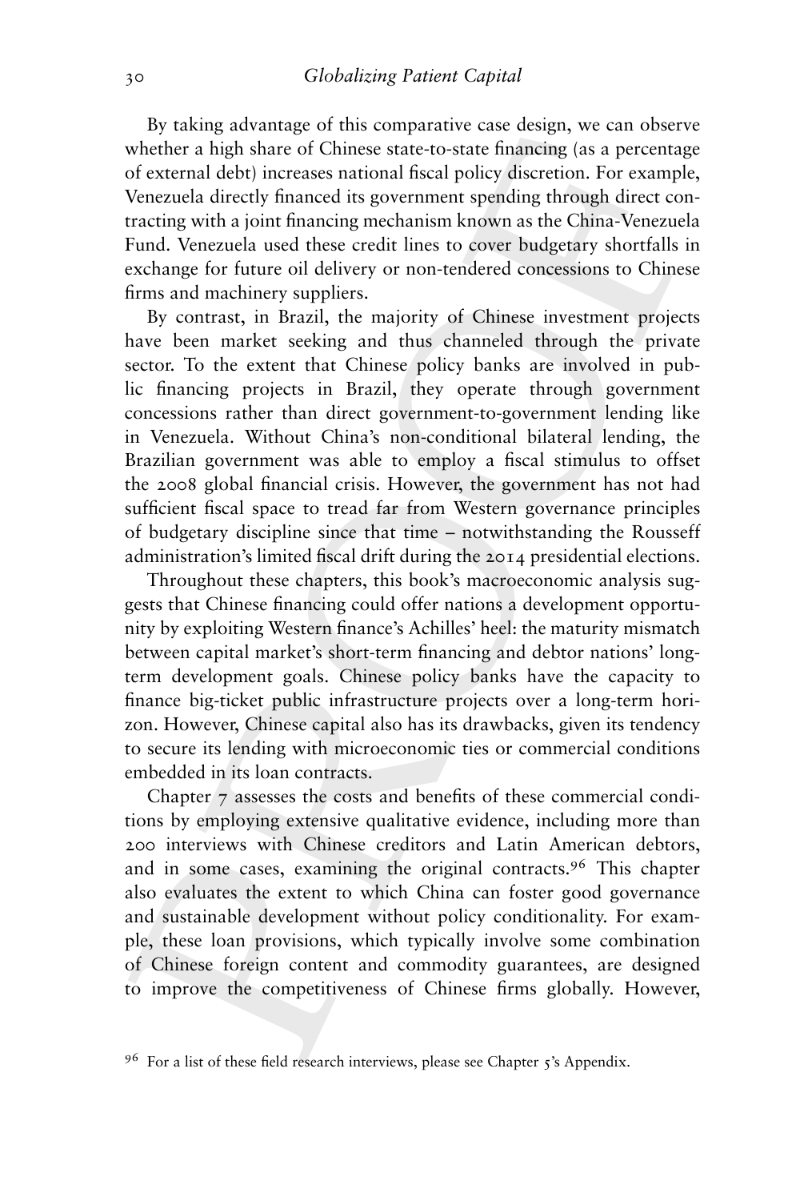By taking advantage of this comparative case design, we can observe whether a high share of Chinese state-to-state financing (as a percentage of external debt) increases national fiscal policy discretion. For example, Venezuela directly financed its government spending through direct contracting with a joint financing mechanism known as the China-Venezuela Fund. Venezuela used these credit lines to cover budgetary shortfalls in exchange for future oil delivery or non-tendered concessions to Chinese firms and machinery suppliers.

By contrast, in Brazil, the majority of Chinese investment projects have been market seeking and thus channeled through the private sector. To the extent that Chinese policy banks are involved in public financing projects in Brazil, they operate through government concessions rather than direct government-to-government lending like in Venezuela. Without China's non-conditional bilateral lending, the Brazilian government was able to employ a fiscal stimulus to offset the 2008 global financial crisis. However, the government has not had sufficient fiscal space to tread far from Western governance principles of budgetary discipline since that time – notwithstanding the Rousseff administration's limited fiscal drift during the 2014 presidential elections.

Throughout these chapters, this book's macroeconomic analysis suggests that Chinese financing could offer nations a development opportunity by exploiting Western finance's Achilles' heel: the maturity mismatch between capital market's short-term financing and debtor nations' long-term development goals. Chinese policy banks have the capacity to finance big-ticket public infrastructure projects over a long-term horizon. However, Chinese capital also has its drawbacks, given its tendency to secure its lending with microeconomic ties or commercial conditions embedded in its loan contracts.

Chapter 7 assesses the costs and benefits of these commercial conditions by employing extensive qualitative evidence, including more than 200 interviews with Chinese creditors and Latin American debtors, and in some cases, examining the original contracts.[96] This chapter also evaluates the extent to which China can foster good governance and sustainable development without policy conditionality. For example, these loan provisions, which typically involve some combination of Chinese foreign content and commodity guarantees, are designed to improve the competitiveness of Chinese firms globally. However,

[96] For a list of these field research interviews, please see Chapter 5's Appendix.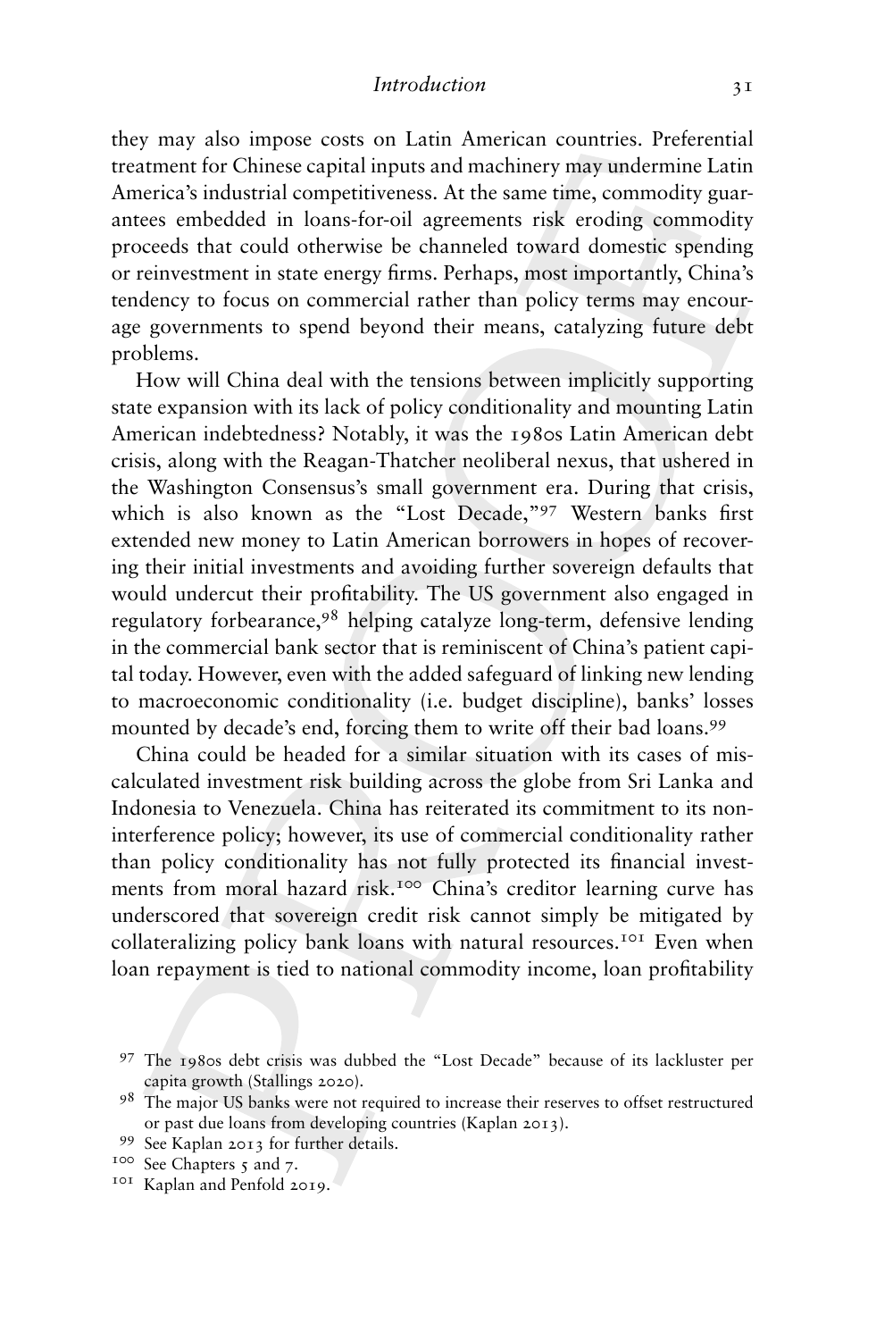they may also impose costs on Latin American countries. Preferential treatment for Chinese capital inputs and machinery may undermine Latin America's industrial competitiveness. At the same time, commodity guarantees embedded in loans-for-oil agreements risk eroding commodity proceeds that could otherwise be channeled toward domestic spending or reinvestment in state energy firms. Perhaps, most importantly, China's tendency to focus on commercial rather than policy terms may encourage governments to spend beyond their means, catalyzing future debt problems.

How will China deal with the tensions between implicitly supporting state expansion with its lack of policy conditionality and mounting Latin American indebtedness? Notably, it was the 1980s Latin American debt crisis, along with the Reagan-Thatcher neoliberal nexus, that ushered in the Washington Consensus's small government era. During that crisis, which is also known as the "Lost Decade,"[97] Western banks first extended new money to Latin American borrowers in hopes of recovering their initial investments and avoiding further sovereign defaults that would undercut their profitability. The US government also engaged in regulatory forbearance,[98] helping catalyze long-term, defensive lending in the commercial bank sector that is reminiscent of China's patient capital today. However, even with the added safeguard of linking new lending to macroeconomic conditionality (i.e. budget discipline), banks' losses mounted by decade's end, forcing them to write off their bad loans.[99]

China could be headed for a similar situation with its cases of miscalculated investment risk building across the globe from Sri Lanka and Indonesia to Venezuela. China has reiterated its commitment to its noninterference policy; however, its use of commercial conditionality rather than policy conditionality has not fully protected its financial investments from moral hazard risk.[100] China's creditor learning curve has underscored that sovereign credit risk cannot simply be mitigated by collateralizing policy bank loans with natural resources.[101] Even when loan repayment is tied to national commodity income, loan profitability

[97] The 1980s debt crisis was dubbed the "Lost Decade" because of its lackluster per capita growth (Stallings 2020).

[98] The major US banks were not required to increase their reserves to offset restructured or past due loans from developing countries (Kaplan 2013).

[99] See Kaplan 2013 for further details.

[100] See Chapters 5 and 7.

[101] Kaplan and Penfold 2019.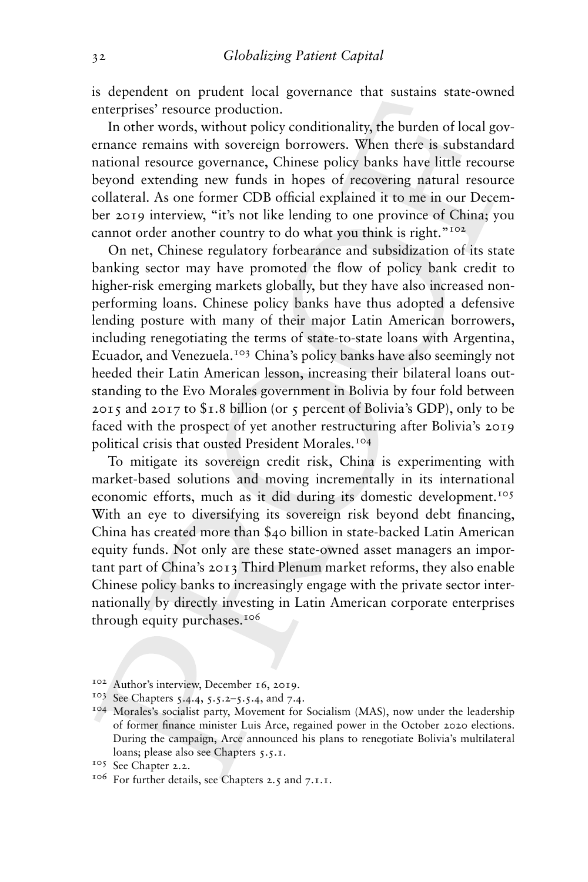is dependent on prudent local governance that sustains state-owned enterprises' resource production.

In other words, without policy conditionality, the burden of local governance remains with sovereign borrowers. When there is substandard national resource governance, Chinese policy banks have little recourse beyond extending new funds in hopes of recovering natural resource collateral. As one former CDB official explained it to me in our December 2019 interview, "it's not like lending to one province of China; you cannot order another country to do what you think is right."[102]

On net, Chinese regulatory forbearance and subsidization of its state banking sector may have promoted the flow of policy bank credit to higher-risk emerging markets globally, but they have also increased nonperforming loans. Chinese policy banks have thus adopted a defensive lending posture with many of their major Latin American borrowers, including renegotiating the terms of state-to-state loans with Argentina, Ecuador, and Venezuela.[103] China's policy banks have also seemingly not heeded their Latin American lesson, increasing their bilateral loans outstanding to the Evo Morales government in Bolivia by four fold between 2015 and 2017 to $1.8 billion (or 5 percent of Bolivia's GDP), only to be faced with the prospect of yet another restructuring after Bolivia's 2019 political crisis that ousted President Morales.[104]

To mitigate its sovereign credit risk, China is experimenting with market-based solutions and moving incrementally in its international economic efforts, much as it did during its domestic development.[105] With an eye to diversifying its sovereign risk beyond debt financing, China has created more than $40 billion in state-backed Latin American equity funds. Not only are these state-owned asset managers an important part of China's 2013 Third Plenum market reforms, they also enable Chinese policy banks to increasingly engage with the private sector internationally by directly investing in Latin American corporate enterprises through equity purchases.[106]

[102] Author's interview, December 16, 2019.

[103] See Chapters 5.4.4, 5.5.2–5.5.4, and 7.4.

[104] Morales's socialist party, Movement for Socialism (MAS), now under the leadership of former finance minister Luis Arce, regained power in the October 2020 elections. During the campaign, Arce announced his plans to renegotiate Bolivia's multilateral loans; please also see Chapters 5.5.1.

[105] See Chapter 2.2.

[106] For further details, see Chapters 2.5 and 7.1.1.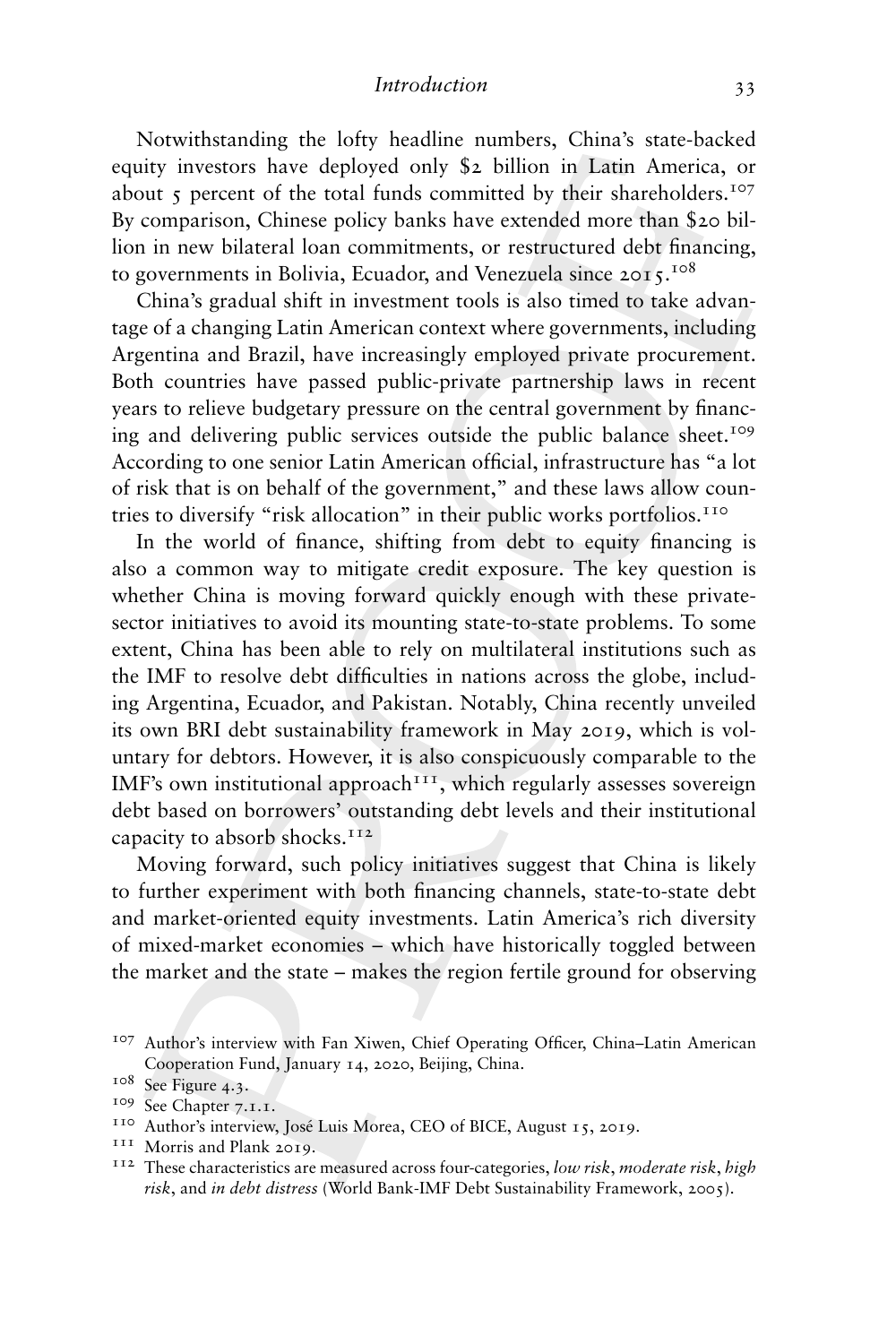Notwithstanding the lofty headline numbers, China's state-backed equity investors have deployed only $2 billion in Latin America, or about 5 percent of the total funds committed by their shareholders.[107] By comparison, Chinese policy banks have extended more than $20 billion in new bilateral loan commitments, or restructured debt financing, to governments in Bolivia, Ecuador, and Venezuela since 2015.[108]

China's gradual shift in investment tools is also timed to take advantage of a changing Latin American context where governments, including Argentina and Brazil, have increasingly employed private procurement. Both countries have passed public-private partnership laws in recent years to relieve budgetary pressure on the central government by financing and delivering public services outside the public balance sheet.[109] According to one senior Latin American official, infrastructure has "a lot of risk that is on behalf of the government," and these laws allow countries to diversify "risk allocation" in their public works portfolios.[110]

In the world of finance, shifting from debt to equity financing is also a common way to mitigate credit exposure. The key question is whether China is moving forward quickly enough with these private-sector initiatives to avoid its mounting state-to-state problems. To some extent, China has been able to rely on multilateral institutions such as the IMF to resolve debt difficulties in nations across the globe, including Argentina, Ecuador, and Pakistan. Notably, China recently unveiled its own BRI debt sustainability framework in May 2019, which is voluntary for debtors. However, it is also conspicuously comparable to the IMF's own institutional approach[111], which regularly assesses sovereign debt based on borrowers' outstanding debt levels and their institutional capacity to absorb shocks.[112]

Moving forward, such policy initiatives suggest that China is likely to further experiment with both financing channels, state-to-state debt and market-oriented equity investments. Latin America's rich diversity of mixed-market economies – which have historically toggled between the market and the state – makes the region fertile ground for observing

[107] Author's interview with Fan Xiwen, Chief Operating Officer, China–Latin American Cooperation Fund, January 14, 2020, Beijing, China.

[108] See Figure 4.3.

[109] See Chapter 7.1.1.

[110] Author's interview, José Luis Morea, CEO of BICE, August 15, 2019.

[111] Morris and Plank 2019.

[112] These characteristics are measured across four-categories, *low risk*, *moderate risk*, *high risk*, and *in debt distress* (World Bank-IMF Debt Sustainability Framework, 2005).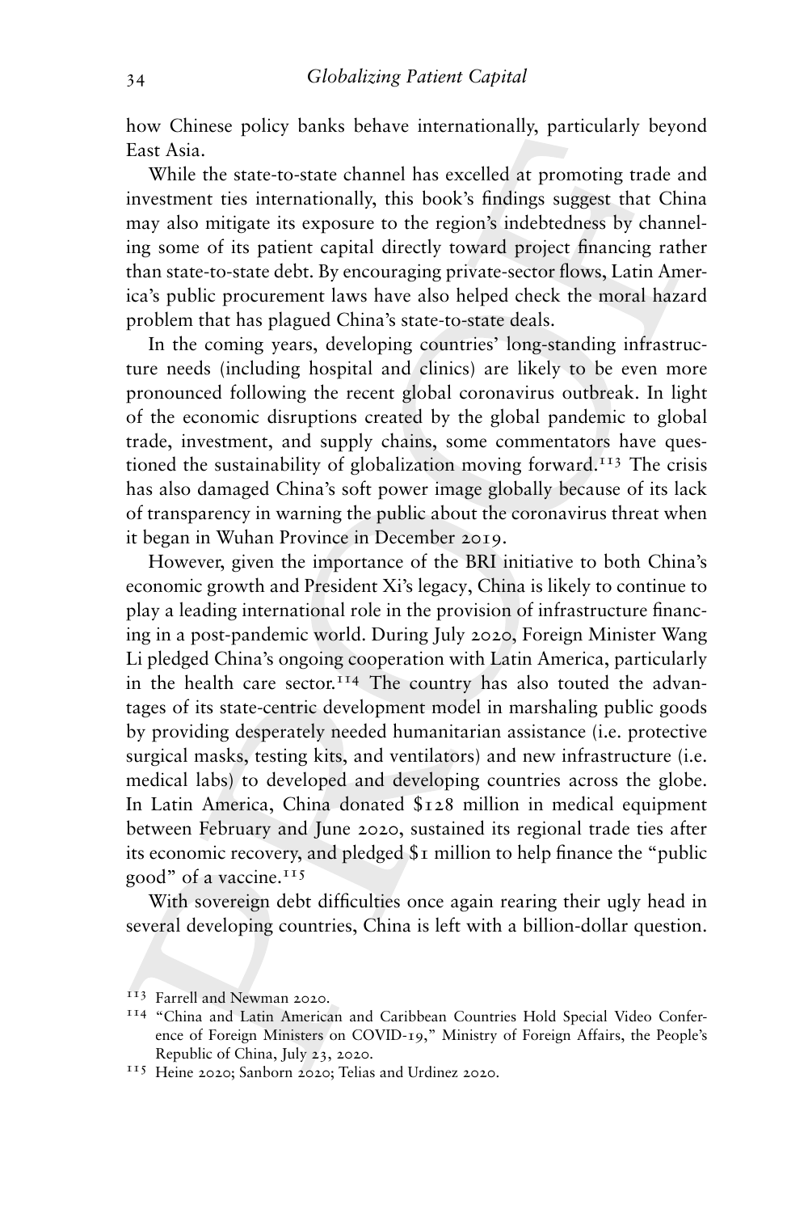how Chinese policy banks behave internationally, particularly beyond East Asia.

While the state-to-state channel has excelled at promoting trade and investment ties internationally, this book's findings suggest that China may also mitigate its exposure to the region's indebtedness by channeling some of its patient capital directly toward project financing rather than state-to-state debt. By encouraging private-sector flows, Latin America's public procurement laws have also helped check the moral hazard problem that has plagued China's state-to-state deals.

In the coming years, developing countries' long-standing infrastructure needs (including hospital and clinics) are likely to be even more pronounced following the recent global coronavirus outbreak. In light of the economic disruptions created by the global pandemic to global trade, investment, and supply chains, some commentators have questioned the sustainability of globalization moving forward.[113] The crisis has also damaged China's soft power image globally because of its lack of transparency in warning the public about the coronavirus threat when it began in Wuhan Province in December 2019.

However, given the importance of the BRI initiative to both China's economic growth and President Xi's legacy, China is likely to continue to play a leading international role in the provision of infrastructure financing in a post-pandemic world. During July 2020, Foreign Minister Wang Li pledged China's ongoing cooperation with Latin America, particularly in the health care sector.[114] The country has also touted the advantages of its state-centric development model in marshaling public goods by providing desperately needed humanitarian assistance (i.e. protective surgical masks, testing kits, and ventilators) and new infrastructure (i.e. medical labs) to developed and developing countries across the globe. In Latin America, China donated $128 million in medical equipment between February and June 2020, sustained its regional trade ties after its economic recovery, and pledged $1 million to help finance the "public good" of a vaccine.[115]

With sovereign debt difficulties once again rearing their ugly head in several developing countries, China is left with a billion-dollar question.

[113] Farrell and Newman 2020.

[114] "China and Latin American and Caribbean Countries Hold Special Video Conference of Foreign Ministers on COVID-19," Ministry of Foreign Affairs, the People's Republic of China, July 23, 2020.

[115] Heine 2020; Sanborn 2020; Telias and Urdinez 2020.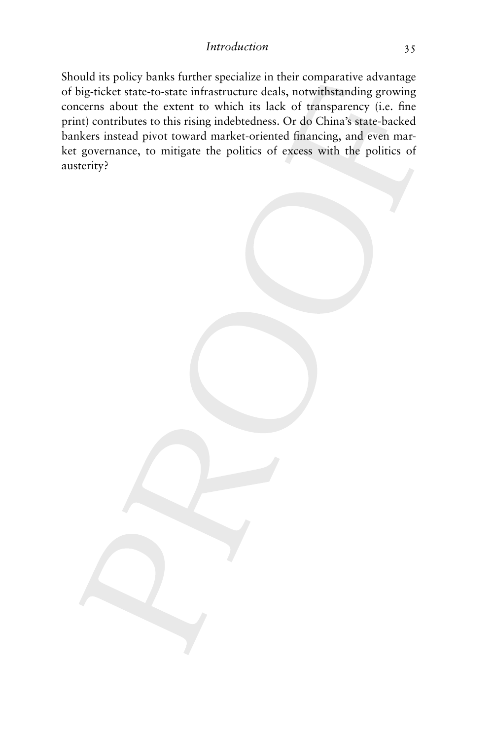Should its policy banks further specialize in their comparative advantage of big-ticket state-to-state infrastructure deals, notwithstanding growing concerns about the extent to which its lack of transparency (i.e. fine print) contributes to this rising indebtedness. Or do China's state-backed bankers instead pivot toward market-oriented financing, and even market governance, to mitigate the politics of excess with the politics of austerity?